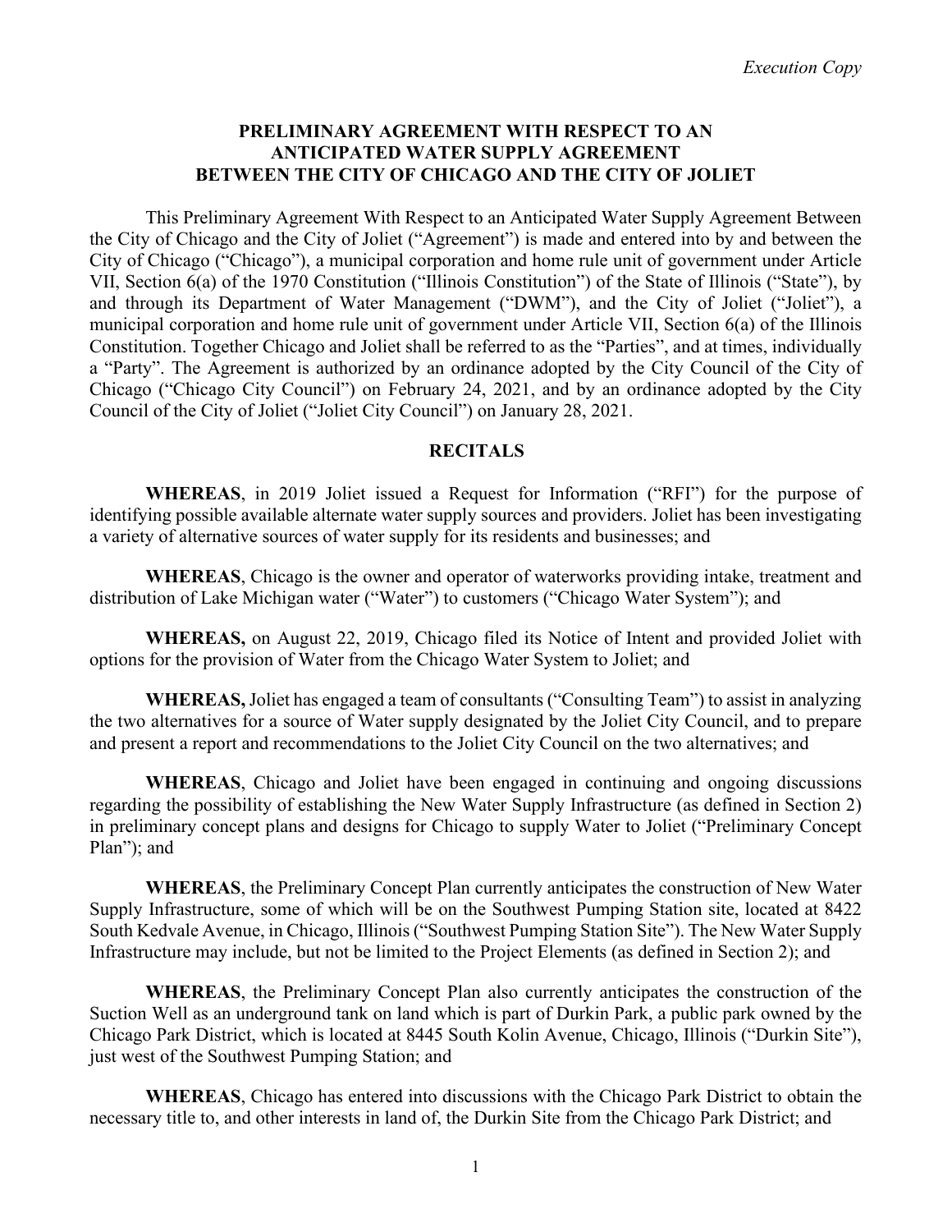*Execution Copy*

# PRELIMINARY AGREEMENT WITH RESPECT TO AN ANTICIPATED WATER SUPPLY AGREEMENT BETWEEN THE CITY OF CHICAGO AND THE CITY OF JOLIET

This Preliminary Agreement With Respect to an Anticipated Water Supply Agreement Between the City of Chicago and the City of Joliet ("Agreement") is made and entered into by and between the City of Chicago ("Chicago"), a municipal corporation and home rule unit of government under Article VII, Section 6(a) of the 1970 Constitution ("Illinois Constitution") of the State of Illinois ("State"), by and through its Department of Water Management ("DWM"), and the City of Joliet ("Joliet"), a municipal corporation and home rule unit of government under Article VII, Section 6(a) of the Illinois Constitution. Together Chicago and Joliet shall be referred to as the "Parties", and at times, individually a "Party". The Agreement is authorized by an ordinance adopted by the City Council of the City of Chicago ("Chicago City Council") on February 24, 2021, and by an ordinance adopted by the City Council of the City of Joliet ("Joliet City Council") on January 28, 2021.

## RECITALS

**WHEREAS**, in 2019 Joliet issued a Request for Information ("RFI") for the purpose of identifying possible available alternate water supply sources and providers. Joliet has been investigating a variety of alternative sources of water supply for its residents and businesses; and

**WHEREAS**, Chicago is the owner and operator of waterworks providing intake, treatment and distribution of Lake Michigan water ("Water") to customers ("Chicago Water System"); and

**WHEREAS,** on August 22, 2019, Chicago filed its Notice of Intent and provided Joliet with options for the provision of Water from the Chicago Water System to Joliet; and

**WHEREAS,** Joliet has engaged a team of consultants ("Consulting Team") to assist in analyzing the two alternatives for a source of Water supply designated by the Joliet City Council, and to prepare and present a report and recommendations to the Joliet City Council on the two alternatives; and

**WHEREAS**, Chicago and Joliet have been engaged in continuing and ongoing discussions regarding the possibility of establishing the New Water Supply Infrastructure (as defined in Section 2) in preliminary concept plans and designs for Chicago to supply Water to Joliet ("Preliminary Concept Plan"); and

**WHEREAS**, the Preliminary Concept Plan currently anticipates the construction of New Water Supply Infrastructure, some of which will be on the Southwest Pumping Station site, located at 8422 South Kedvale Avenue, in Chicago, Illinois ("Southwest Pumping Station Site"). The New Water Supply Infrastructure may include, but not be limited to the Project Elements (as defined in Section 2); and

**WHEREAS**, the Preliminary Concept Plan also currently anticipates the construction of the Suction Well as an underground tank on land which is part of Durkin Park, a public park owned by the Chicago Park District, which is located at 8445 South Kolin Avenue, Chicago, Illinois ("Durkin Site"), just west of the Southwest Pumping Station; and

**WHEREAS**, Chicago has entered into discussions with the Chicago Park District to obtain the necessary title to, and other interests in land of, the Durkin Site from the Chicago Park District; and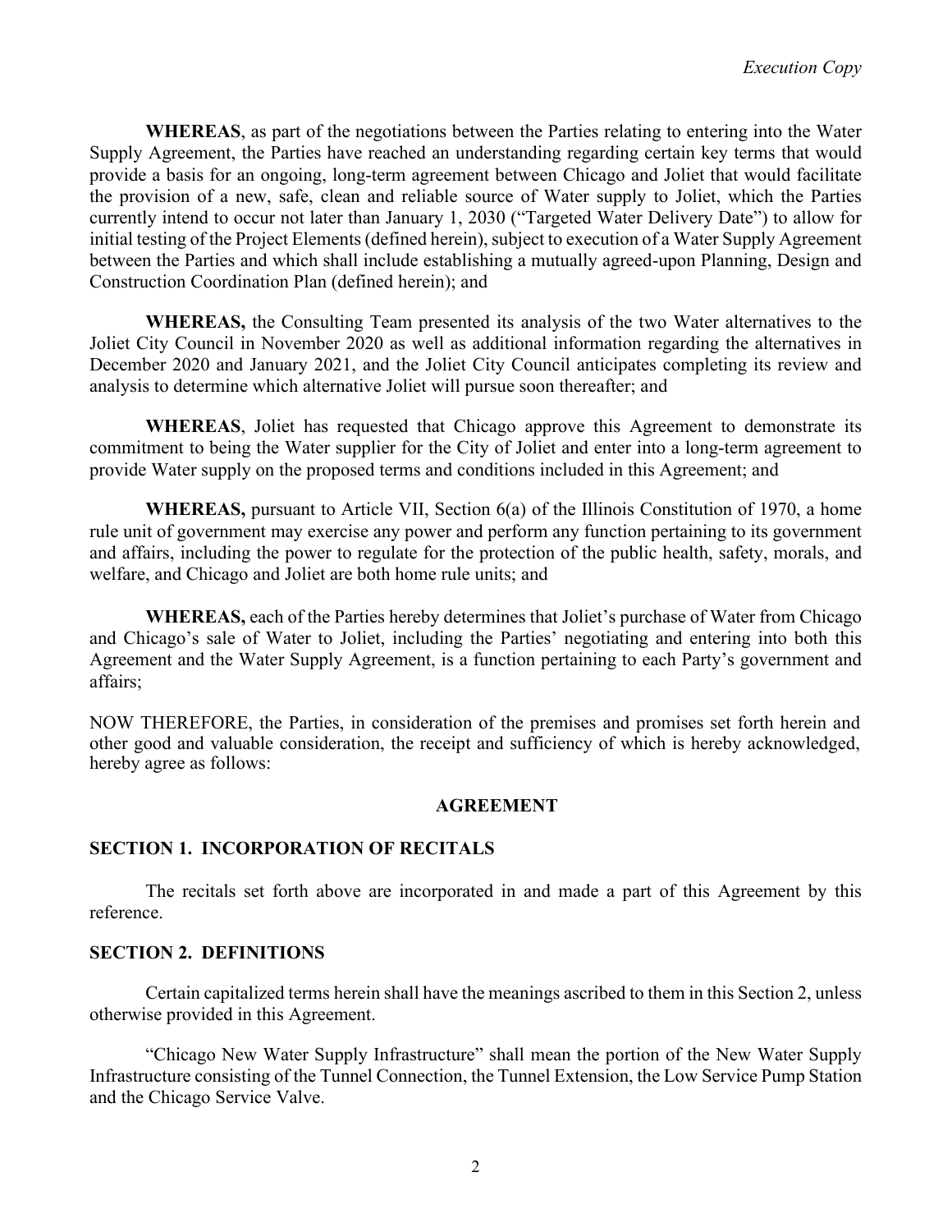**WHEREAS**, as part of the negotiations between the Parties relating to entering into the Water Supply Agreement, the Parties have reached an understanding regarding certain key terms that would provide a basis for an ongoing, long-term agreement between Chicago and Joliet that would facilitate the provision of a new, safe, clean and reliable source of Water supply to Joliet, which the Parties currently intend to occur not later than January 1, 2030 ("Targeted Water Delivery Date") to allow for initial testing of the Project Elements (defined herein), subject to execution of a Water Supply Agreement between the Parties and which shall include establishing a mutually agreed-upon Planning, Design and Construction Coordination Plan (defined herein); and

**WHEREAS,** the Consulting Team presented its analysis of the two Water alternatives to the Joliet City Council in November 2020 as well as additional information regarding the alternatives in December 2020 and January 2021, and the Joliet City Council anticipates completing its review and analysis to determine which alternative Joliet will pursue soon thereafter; and

**WHEREAS**, Joliet has requested that Chicago approve this Agreement to demonstrate its commitment to being the Water supplier for the City of Joliet and enter into a long-term agreement to provide Water supply on the proposed terms and conditions included in this Agreement; and

**WHEREAS,** pursuant to Article VII, Section 6(a) of the Illinois Constitution of 1970, a home rule unit of government may exercise any power and perform any function pertaining to its government and affairs, including the power to regulate for the protection of the public health, safety, morals, and welfare, and Chicago and Joliet are both home rule units; and

**WHEREAS,** each of the Parties hereby determines that Joliet's purchase of Water from Chicago and Chicago's sale of Water to Joliet, including the Parties' negotiating and entering into both this Agreement and the Water Supply Agreement, is a function pertaining to each Party's government and affairs;

NOW THEREFORE, the Parties, in consideration of the premises and promises set forth herein and other good and valuable consideration, the receipt and sufficiency of which is hereby acknowledged, hereby agree as follows:

## AGREEMENT

### SECTION 1. INCORPORATION OF RECITALS

The recitals set forth above are incorporated in and made a part of this Agreement by this reference.

### SECTION 2. DEFINITIONS

Certain capitalized terms herein shall have the meanings ascribed to them in this Section 2, unless otherwise provided in this Agreement.

"Chicago New Water Supply Infrastructure" shall mean the portion of the New Water Supply Infrastructure consisting of the Tunnel Connection, the Tunnel Extension, the Low Service Pump Station and the Chicago Service Valve.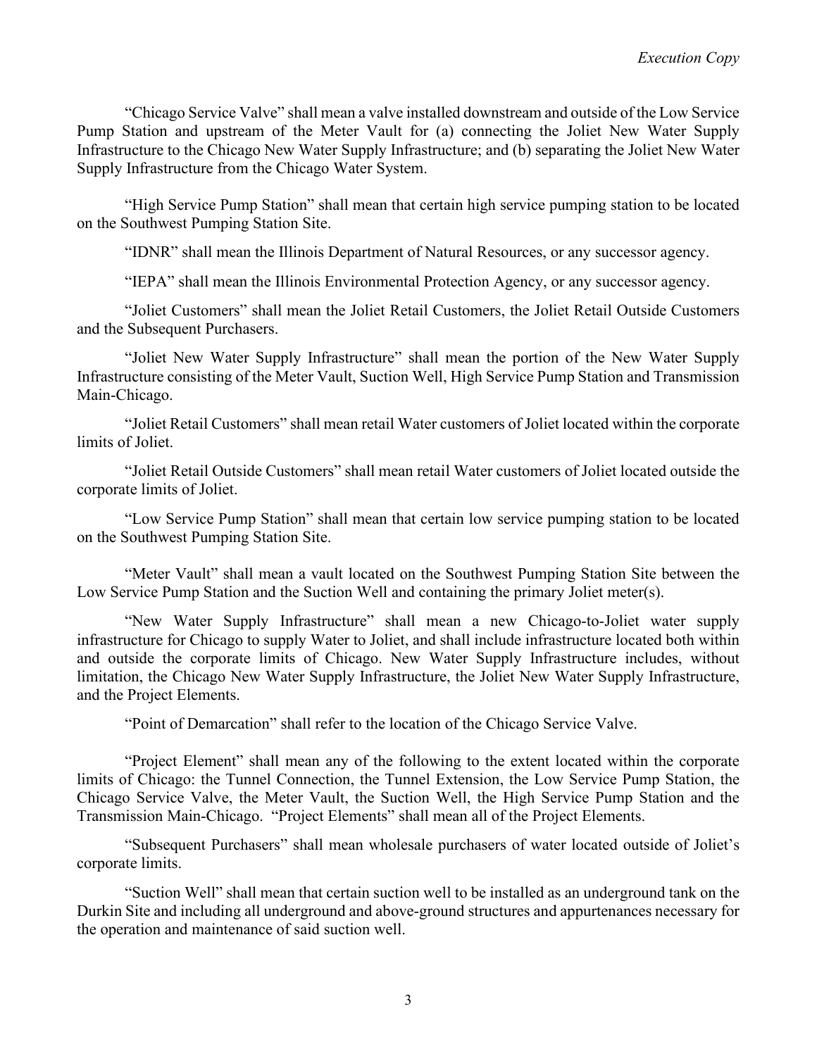"Chicago Service Valve" shall mean a valve installed downstream and outside of the Low Service Pump Station and upstream of the Meter Vault for (a) connecting the Joliet New Water Supply Infrastructure to the Chicago New Water Supply Infrastructure; and (b) separating the Joliet New Water Supply Infrastructure from the Chicago Water System.

"High Service Pump Station" shall mean that certain high service pumping station to be located on the Southwest Pumping Station Site.

"IDNR" shall mean the Illinois Department of Natural Resources, or any successor agency.

"IEPA" shall mean the Illinois Environmental Protection Agency, or any successor agency.

"Joliet Customers" shall mean the Joliet Retail Customers, the Joliet Retail Outside Customers and the Subsequent Purchasers.

"Joliet New Water Supply Infrastructure" shall mean the portion of the New Water Supply Infrastructure consisting of the Meter Vault, Suction Well, High Service Pump Station and Transmission Main-Chicago.

"Joliet Retail Customers" shall mean retail Water customers of Joliet located within the corporate limits of Joliet.

"Joliet Retail Outside Customers" shall mean retail Water customers of Joliet located outside the corporate limits of Joliet.

"Low Service Pump Station" shall mean that certain low service pumping station to be located on the Southwest Pumping Station Site.

"Meter Vault" shall mean a vault located on the Southwest Pumping Station Site between the Low Service Pump Station and the Suction Well and containing the primary Joliet meter(s).

"New Water Supply Infrastructure" shall mean a new Chicago-to-Joliet water supply infrastructure for Chicago to supply Water to Joliet, and shall include infrastructure located both within and outside the corporate limits of Chicago. New Water Supply Infrastructure includes, without limitation, the Chicago New Water Supply Infrastructure, the Joliet New Water Supply Infrastructure, and the Project Elements.

"Point of Demarcation" shall refer to the location of the Chicago Service Valve.

"Project Element" shall mean any of the following to the extent located within the corporate limits of Chicago: the Tunnel Connection, the Tunnel Extension, the Low Service Pump Station, the Chicago Service Valve, the Meter Vault, the Suction Well, the High Service Pump Station and the Transmission Main-Chicago. "Project Elements" shall mean all of the Project Elements.

"Subsequent Purchasers" shall mean wholesale purchasers of water located outside of Joliet's corporate limits.

"Suction Well" shall mean that certain suction well to be installed as an underground tank on the Durkin Site and including all underground and above-ground structures and appurtenances necessary for the operation and maintenance of said suction well.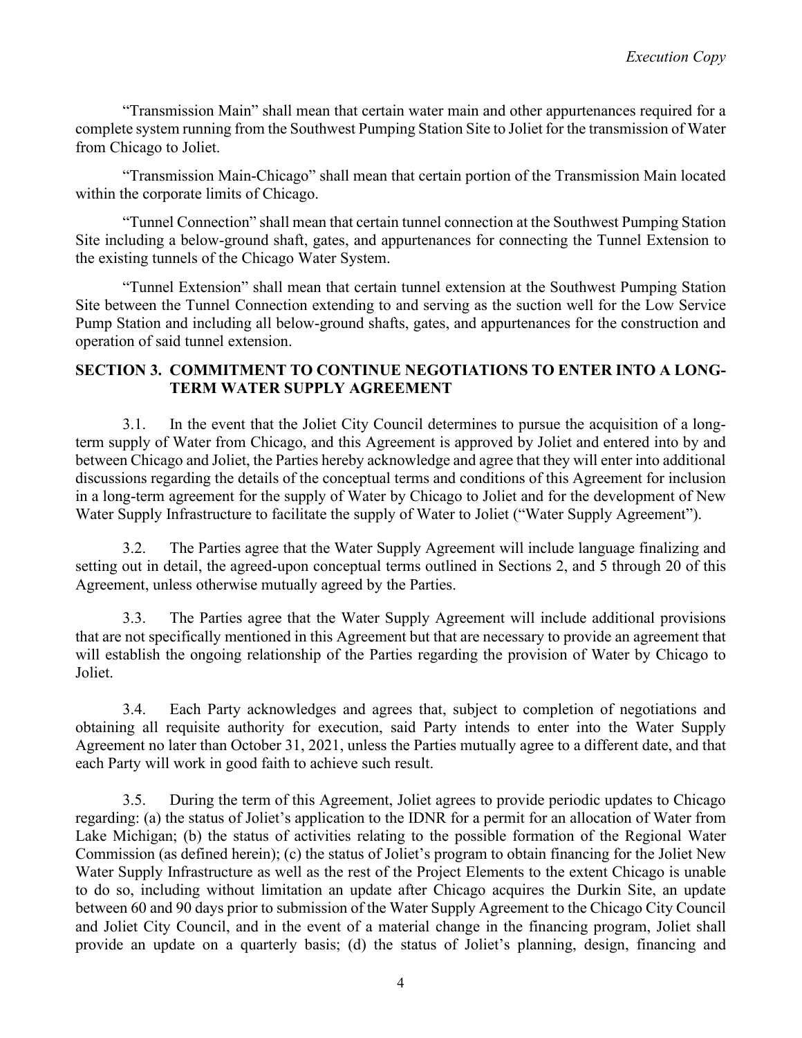"Transmission Main" shall mean that certain water main and other appurtenances required for a complete system running from the Southwest Pumping Station Site to Joliet for the transmission of Water from Chicago to Joliet.

"Transmission Main-Chicago" shall mean that certain portion of the Transmission Main located within the corporate limits of Chicago.

"Tunnel Connection" shall mean that certain tunnel connection at the Southwest Pumping Station Site including a below-ground shaft, gates, and appurtenances for connecting the Tunnel Extension to the existing tunnels of the Chicago Water System.

"Tunnel Extension" shall mean that certain tunnel extension at the Southwest Pumping Station Site between the Tunnel Connection extending to and serving as the suction well for the Low Service Pump Station and including all below-ground shafts, gates, and appurtenances for the construction and operation of said tunnel extension.

## SECTION 3. COMMITMENT TO CONTINUE NEGOTIATIONS TO ENTER INTO A LONG-TERM WATER SUPPLY AGREEMENT

3.1. In the event that the Joliet City Council determines to pursue the acquisition of a long-term supply of Water from Chicago, and this Agreement is approved by Joliet and entered into by and between Chicago and Joliet, the Parties hereby acknowledge and agree that they will enter into additional discussions regarding the details of the conceptual terms and conditions of this Agreement for inclusion in a long-term agreement for the supply of Water by Chicago to Joliet and for the development of New Water Supply Infrastructure to facilitate the supply of Water to Joliet ("Water Supply Agreement").

3.2. The Parties agree that the Water Supply Agreement will include language finalizing and setting out in detail, the agreed-upon conceptual terms outlined in Sections 2, and 5 through 20 of this Agreement, unless otherwise mutually agreed by the Parties.

3.3. The Parties agree that the Water Supply Agreement will include additional provisions that are not specifically mentioned in this Agreement but that are necessary to provide an agreement that will establish the ongoing relationship of the Parties regarding the provision of Water by Chicago to Joliet.

3.4. Each Party acknowledges and agrees that, subject to completion of negotiations and obtaining all requisite authority for execution, said Party intends to enter into the Water Supply Agreement no later than October 31, 2021, unless the Parties mutually agree to a different date, and that each Party will work in good faith to achieve such result.

3.5. During the term of this Agreement, Joliet agrees to provide periodic updates to Chicago regarding: (a) the status of Joliet's application to the IDNR for a permit for an allocation of Water from Lake Michigan; (b) the status of activities relating to the possible formation of the Regional Water Commission (as defined herein); (c) the status of Joliet's program to obtain financing for the Joliet New Water Supply Infrastructure as well as the rest of the Project Elements to the extent Chicago is unable to do so, including without limitation an update after Chicago acquires the Durkin Site, an update between 60 and 90 days prior to submission of the Water Supply Agreement to the Chicago City Council and Joliet City Council, and in the event of a material change in the financing program, Joliet shall provide an update on a quarterly basis; (d) the status of Joliet's planning, design, financing and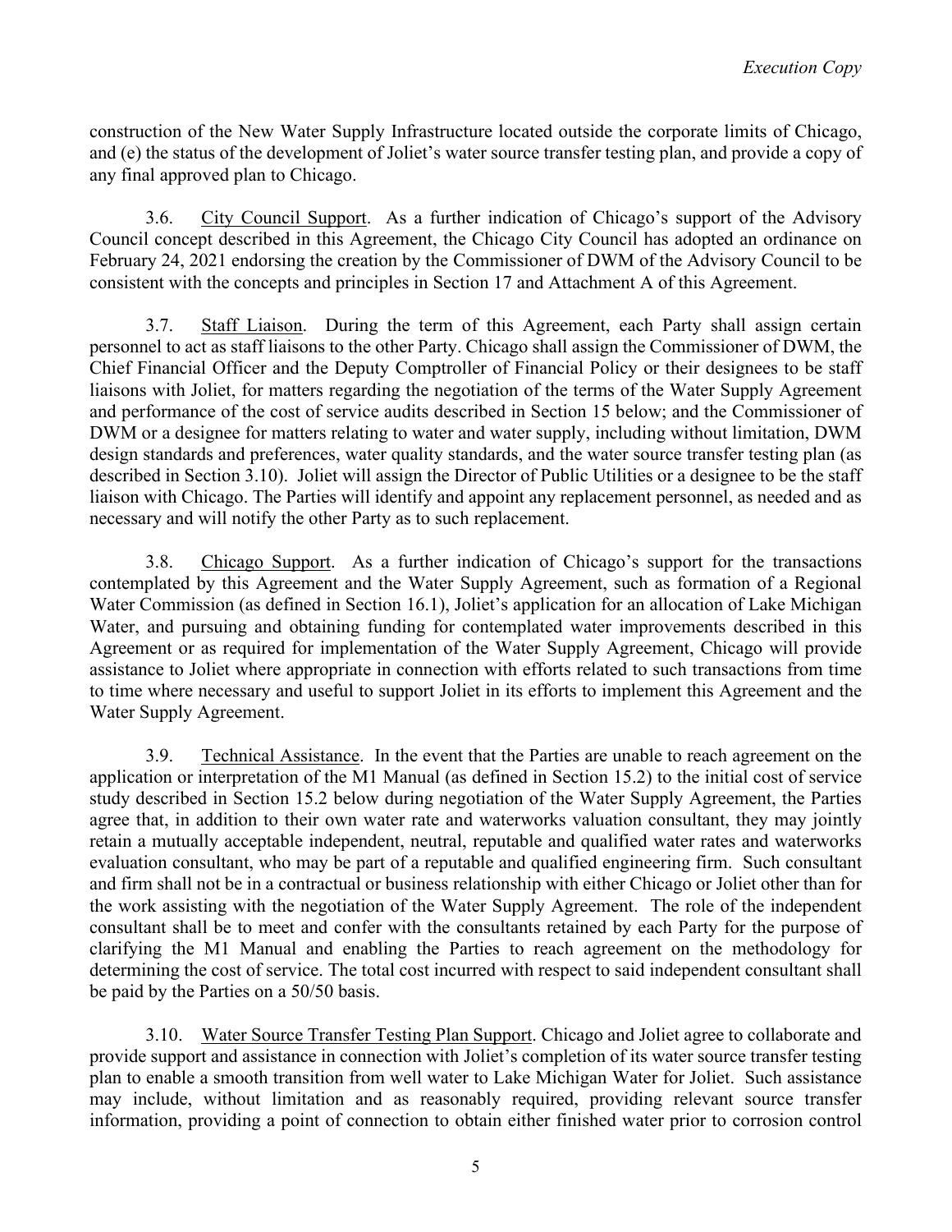construction of the New Water Supply Infrastructure located outside the corporate limits of Chicago, and (e) the status of the development of Joliet's water source transfer testing plan, and provide a copy of any final approved plan to Chicago.

3.6. City Council Support. As a further indication of Chicago's support of the Advisory Council concept described in this Agreement, the Chicago City Council has adopted an ordinance on February 24, 2021 endorsing the creation by the Commissioner of DWM of the Advisory Council to be consistent with the concepts and principles in Section 17 and Attachment A of this Agreement.

3.7. Staff Liaison. During the term of this Agreement, each Party shall assign certain personnel to act as staff liaisons to the other Party. Chicago shall assign the Commissioner of DWM, the Chief Financial Officer and the Deputy Comptroller of Financial Policy or their designees to be staff liaisons with Joliet, for matters regarding the negotiation of the terms of the Water Supply Agreement and performance of the cost of service audits described in Section 15 below; and the Commissioner of DWM or a designee for matters relating to water and water supply, including without limitation, DWM design standards and preferences, water quality standards, and the water source transfer testing plan (as described in Section 3.10). Joliet will assign the Director of Public Utilities or a designee to be the staff liaison with Chicago. The Parties will identify and appoint any replacement personnel, as needed and as necessary and will notify the other Party as to such replacement.

3.8. Chicago Support. As a further indication of Chicago's support for the transactions contemplated by this Agreement and the Water Supply Agreement, such as formation of a Regional Water Commission (as defined in Section 16.1), Joliet's application for an allocation of Lake Michigan Water, and pursuing and obtaining funding for contemplated water improvements described in this Agreement or as required for implementation of the Water Supply Agreement, Chicago will provide assistance to Joliet where appropriate in connection with efforts related to such transactions from time to time where necessary and useful to support Joliet in its efforts to implement this Agreement and the Water Supply Agreement.

3.9. Technical Assistance. In the event that the Parties are unable to reach agreement on the application or interpretation of the M1 Manual (as defined in Section 15.2) to the initial cost of service study described in Section 15.2 below during negotiation of the Water Supply Agreement, the Parties agree that, in addition to their own water rate and waterworks valuation consultant, they may jointly retain a mutually acceptable independent, neutral, reputable and qualified water rates and waterworks evaluation consultant, who may be part of a reputable and qualified engineering firm. Such consultant and firm shall not be in a contractual or business relationship with either Chicago or Joliet other than for the work assisting with the negotiation of the Water Supply Agreement. The role of the independent consultant shall be to meet and confer with the consultants retained by each Party for the purpose of clarifying the M1 Manual and enabling the Parties to reach agreement on the methodology for determining the cost of service. The total cost incurred with respect to said independent consultant shall be paid by the Parties on a 50/50 basis.

3.10. Water Source Transfer Testing Plan Support. Chicago and Joliet agree to collaborate and provide support and assistance in connection with Joliet's completion of its water source transfer testing plan to enable a smooth transition from well water to Lake Michigan Water for Joliet. Such assistance may include, without limitation and as reasonably required, providing relevant source transfer information, providing a point of connection to obtain either finished water prior to corrosion control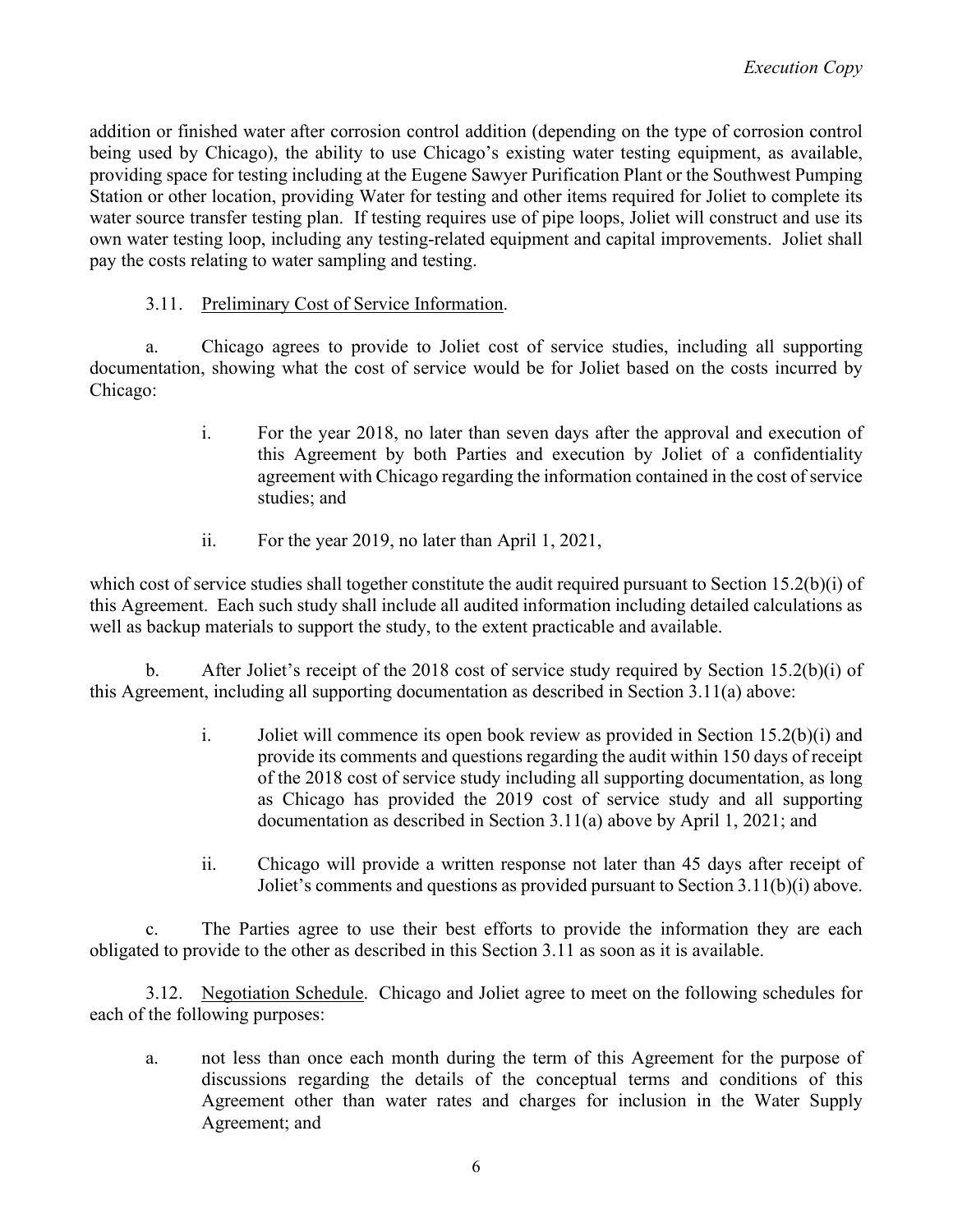addition or finished water after corrosion control addition (depending on the type of corrosion control being used by Chicago), the ability to use Chicago's existing water testing equipment, as available, providing space for testing including at the Eugene Sawyer Purification Plant or the Southwest Pumping Station or other location, providing Water for testing and other items required for Joliet to complete its water source transfer testing plan. If testing requires use of pipe loops, Joliet will construct and use its own water testing loop, including any testing-related equipment and capital improvements. Joliet shall pay the costs relating to water sampling and testing.

3.11. Preliminary Cost of Service Information.

a. Chicago agrees to provide to Joliet cost of service studies, including all supporting documentation, showing what the cost of service would be for Joliet based on the costs incurred by Chicago:

i. For the year 2018, no later than seven days after the approval and execution of this Agreement by both Parties and execution by Joliet of a confidentiality agreement with Chicago regarding the information contained in the cost of service studies; and

ii. For the year 2019, no later than April 1, 2021,

which cost of service studies shall together constitute the audit required pursuant to Section 15.2(b)(i) of this Agreement. Each such study shall include all audited information including detailed calculations as well as backup materials to support the study, to the extent practicable and available.

b. After Joliet's receipt of the 2018 cost of service study required by Section 15.2(b)(i) of this Agreement, including all supporting documentation as described in Section 3.11(a) above:

i. Joliet will commence its open book review as provided in Section 15.2(b)(i) and provide its comments and questions regarding the audit within 150 days of receipt of the 2018 cost of service study including all supporting documentation, as long as Chicago has provided the 2019 cost of service study and all supporting documentation as described in Section 3.11(a) above by April 1, 2021; and

ii. Chicago will provide a written response not later than 45 days after receipt of Joliet's comments and questions as provided pursuant to Section 3.11(b)(i) above.

c. The Parties agree to use their best efforts to provide the information they are each obligated to provide to the other as described in this Section 3.11 as soon as it is available.

3.12. Negotiation Schedule. Chicago and Joliet agree to meet on the following schedules for each of the following purposes:

a. not less than once each month during the term of this Agreement for the purpose of discussions regarding the details of the conceptual terms and conditions of this Agreement other than water rates and charges for inclusion in the Water Supply Agreement; and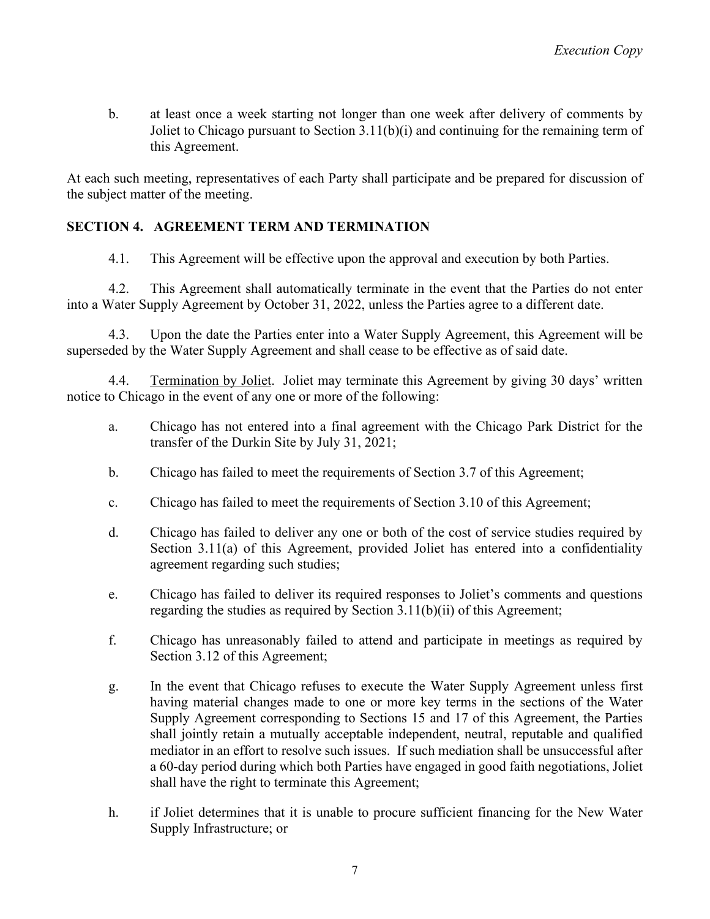b. at least once a week starting not longer than one week after delivery of comments by Joliet to Chicago pursuant to Section 3.11(b)(i) and continuing for the remaining term of this Agreement.

At each such meeting, representatives of each Party shall participate and be prepared for discussion of the subject matter of the meeting.

## SECTION 4. AGREEMENT TERM AND TERMINATION

4.1. This Agreement will be effective upon the approval and execution by both Parties.

4.2. This Agreement shall automatically terminate in the event that the Parties do not enter into a Water Supply Agreement by October 31, 2022, unless the Parties agree to a different date.

4.3. Upon the date the Parties enter into a Water Supply Agreement, this Agreement will be superseded by the Water Supply Agreement and shall cease to be effective as of said date.

4.4. Termination by Joliet. Joliet may terminate this Agreement by giving 30 days' written notice to Chicago in the event of any one or more of the following:

a. Chicago has not entered into a final agreement with the Chicago Park District for the transfer of the Durkin Site by July 31, 2021;

b. Chicago has failed to meet the requirements of Section 3.7 of this Agreement;

c. Chicago has failed to meet the requirements of Section 3.10 of this Agreement;

d. Chicago has failed to deliver any one or both of the cost of service studies required by Section 3.11(a) of this Agreement, provided Joliet has entered into a confidentiality agreement regarding such studies;

e. Chicago has failed to deliver its required responses to Joliet's comments and questions regarding the studies as required by Section 3.11(b)(ii) of this Agreement;

f. Chicago has unreasonably failed to attend and participate in meetings as required by Section 3.12 of this Agreement;

g. In the event that Chicago refuses to execute the Water Supply Agreement unless first having material changes made to one or more key terms in the sections of the Water Supply Agreement corresponding to Sections 15 and 17 of this Agreement, the Parties shall jointly retain a mutually acceptable independent, neutral, reputable and qualified mediator in an effort to resolve such issues. If such mediation shall be unsuccessful after a 60-day period during which both Parties have engaged in good faith negotiations, Joliet shall have the right to terminate this Agreement;

h. if Joliet determines that it is unable to procure sufficient financing for the New Water Supply Infrastructure; or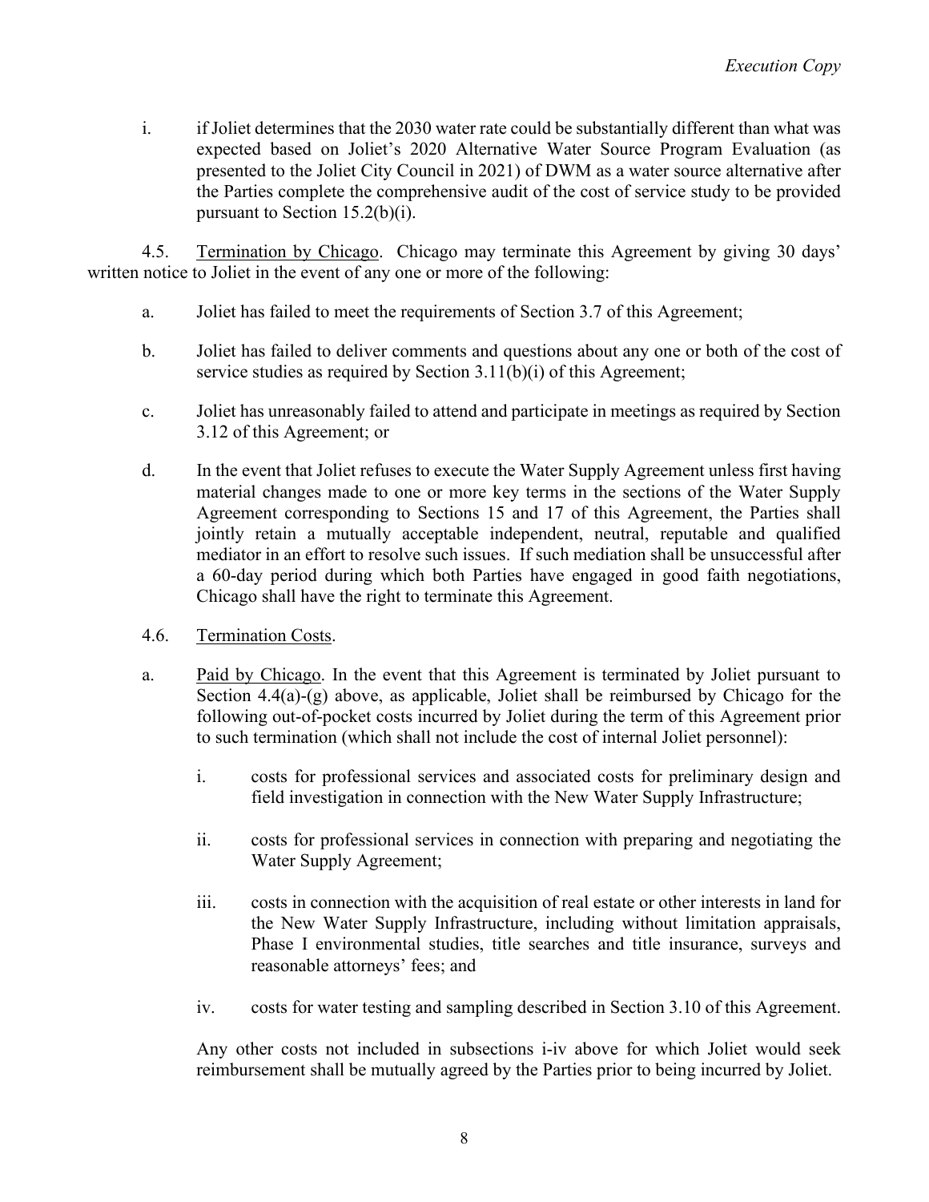i. if Joliet determines that the 2030 water rate could be substantially different than what was expected based on Joliet's 2020 Alternative Water Source Program Evaluation (as presented to the Joliet City Council in 2021) of DWM as a water source alternative after the Parties complete the comprehensive audit of the cost of service study to be provided pursuant to Section 15.2(b)(i).

4.5. Termination by Chicago. Chicago may terminate this Agreement by giving 30 days' written notice to Joliet in the event of any one or more of the following:

a. Joliet has failed to meet the requirements of Section 3.7 of this Agreement;

b. Joliet has failed to deliver comments and questions about any one or both of the cost of service studies as required by Section 3.11(b)(i) of this Agreement;

c. Joliet has unreasonably failed to attend and participate in meetings as required by Section 3.12 of this Agreement; or

d. In the event that Joliet refuses to execute the Water Supply Agreement unless first having material changes made to one or more key terms in the sections of the Water Supply Agreement corresponding to Sections 15 and 17 of this Agreement, the Parties shall jointly retain a mutually acceptable independent, neutral, reputable and qualified mediator in an effort to resolve such issues. If such mediation shall be unsuccessful after a 60-day period during which both Parties have engaged in good faith negotiations, Chicago shall have the right to terminate this Agreement.

4.6. Termination Costs.

a. Paid by Chicago. In the event that this Agreement is terminated by Joliet pursuant to Section 4.4(a)-(g) above, as applicable, Joliet shall be reimbursed by Chicago for the following out-of-pocket costs incurred by Joliet during the term of this Agreement prior to such termination (which shall not include the cost of internal Joliet personnel):

   i. costs for professional services and associated costs for preliminary design and field investigation in connection with the New Water Supply Infrastructure;

   ii. costs for professional services in connection with preparing and negotiating the Water Supply Agreement;

   iii. costs in connection with the acquisition of real estate or other interests in land for the New Water Supply Infrastructure, including without limitation appraisals, Phase I environmental studies, title searches and title insurance, surveys and reasonable attorneys' fees; and

   iv. costs for water testing and sampling described in Section 3.10 of this Agreement.

   Any other costs not included in subsections i-iv above for which Joliet would seek reimbursement shall be mutually agreed by the Parties prior to being incurred by Joliet.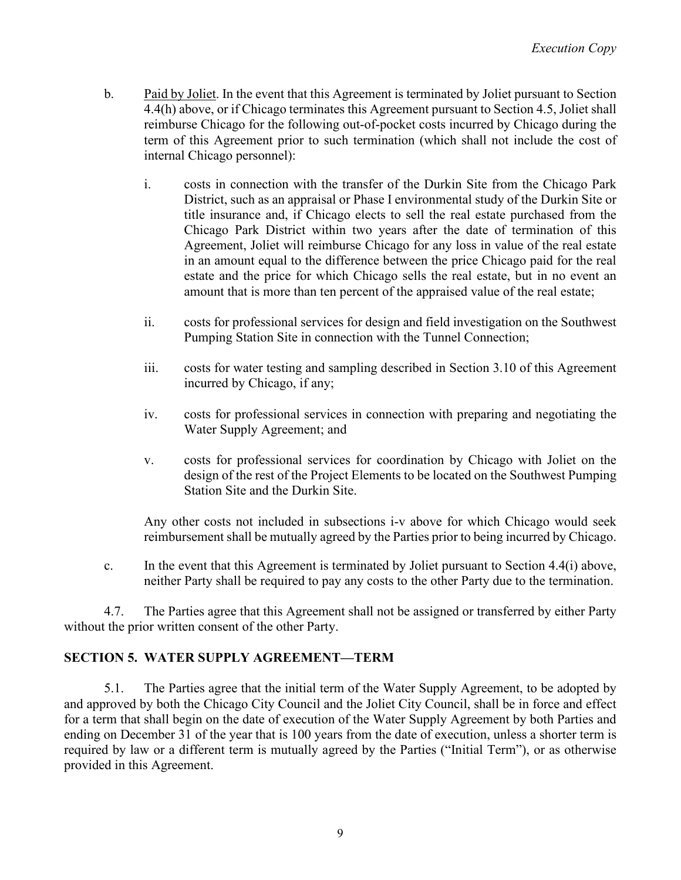b. Paid by Joliet. In the event that this Agreement is terminated by Joliet pursuant to Section 4.4(h) above, or if Chicago terminates this Agreement pursuant to Section 4.5, Joliet shall reimburse Chicago for the following out-of-pocket costs incurred by Chicago during the term of this Agreement prior to such termination (which shall not include the cost of internal Chicago personnel):

   i. costs in connection with the transfer of the Durkin Site from the Chicago Park District, such as an appraisal or Phase I environmental study of the Durkin Site or title insurance and, if Chicago elects to sell the real estate purchased from the Chicago Park District within two years after the date of termination of this Agreement, Joliet will reimburse Chicago for any loss in value of the real estate in an amount equal to the difference between the price Chicago paid for the real estate and the price for which Chicago sells the real estate, but in no event an amount that is more than ten percent of the appraised value of the real estate;

   ii. costs for professional services for design and field investigation on the Southwest Pumping Station Site in connection with the Tunnel Connection;

   iii. costs for water testing and sampling described in Section 3.10 of this Agreement incurred by Chicago, if any;

   iv. costs for professional services in connection with preparing and negotiating the Water Supply Agreement; and

   v. costs for professional services for coordination by Chicago with Joliet on the design of the rest of the Project Elements to be located on the Southwest Pumping Station Site and the Durkin Site.

   Any other costs not included in subsections i-v above for which Chicago would seek reimbursement shall be mutually agreed by the Parties prior to being incurred by Chicago.

c. In the event that this Agreement is terminated by Joliet pursuant to Section 4.4(i) above, neither Party shall be required to pay any costs to the other Party due to the termination.

4.7. The Parties agree that this Agreement shall not be assigned or transferred by either Party without the prior written consent of the other Party.

## SECTION 5. WATER SUPPLY AGREEMENT—TERM

5.1. The Parties agree that the initial term of the Water Supply Agreement, to be adopted by and approved by both the Chicago City Council and the Joliet City Council, shall be in force and effect for a term that shall begin on the date of execution of the Water Supply Agreement by both Parties and ending on December 31 of the year that is 100 years from the date of execution, unless a shorter term is required by law or a different term is mutually agreed by the Parties ("Initial Term"), or as otherwise provided in this Agreement.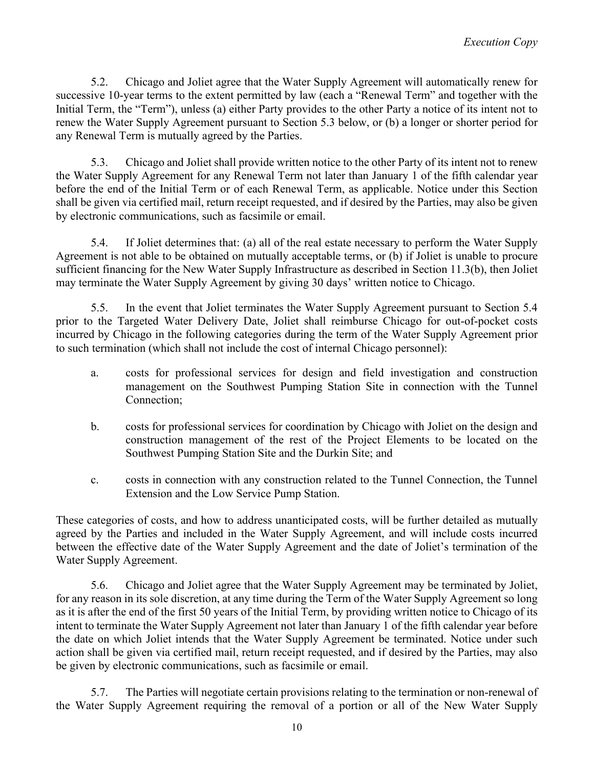5.2. Chicago and Joliet agree that the Water Supply Agreement will automatically renew for successive 10-year terms to the extent permitted by law (each a "Renewal Term" and together with the Initial Term, the "Term"), unless (a) either Party provides to the other Party a notice of its intent not to renew the Water Supply Agreement pursuant to Section 5.3 below, or (b) a longer or shorter period for any Renewal Term is mutually agreed by the Parties.

5.3. Chicago and Joliet shall provide written notice to the other Party of its intent not to renew the Water Supply Agreement for any Renewal Term not later than January 1 of the fifth calendar year before the end of the Initial Term or of each Renewal Term, as applicable. Notice under this Section shall be given via certified mail, return receipt requested, and if desired by the Parties, may also be given by electronic communications, such as facsimile or email.

5.4. If Joliet determines that: (a) all of the real estate necessary to perform the Water Supply Agreement is not able to be obtained on mutually acceptable terms, or (b) if Joliet is unable to procure sufficient financing for the New Water Supply Infrastructure as described in Section 11.3(b), then Joliet may terminate the Water Supply Agreement by giving 30 days' written notice to Chicago.

5.5. In the event that Joliet terminates the Water Supply Agreement pursuant to Section 5.4 prior to the Targeted Water Delivery Date, Joliet shall reimburse Chicago for out-of-pocket costs incurred by Chicago in the following categories during the term of the Water Supply Agreement prior to such termination (which shall not include the cost of internal Chicago personnel):

a. costs for professional services for design and field investigation and construction management on the Southwest Pumping Station Site in connection with the Tunnel Connection;

b. costs for professional services for coordination by Chicago with Joliet on the design and construction management of the rest of the Project Elements to be located on the Southwest Pumping Station Site and the Durkin Site; and

c. costs in connection with any construction related to the Tunnel Connection, the Tunnel Extension and the Low Service Pump Station.

These categories of costs, and how to address unanticipated costs, will be further detailed as mutually agreed by the Parties and included in the Water Supply Agreement, and will include costs incurred between the effective date of the Water Supply Agreement and the date of Joliet's termination of the Water Supply Agreement.

5.6. Chicago and Joliet agree that the Water Supply Agreement may be terminated by Joliet, for any reason in its sole discretion, at any time during the Term of the Water Supply Agreement so long as it is after the end of the first 50 years of the Initial Term, by providing written notice to Chicago of its intent to terminate the Water Supply Agreement not later than January 1 of the fifth calendar year before the date on which Joliet intends that the Water Supply Agreement be terminated. Notice under such action shall be given via certified mail, return receipt requested, and if desired by the Parties, may also be given by electronic communications, such as facsimile or email.

5.7. The Parties will negotiate certain provisions relating to the termination or non-renewal of the Water Supply Agreement requiring the removal of a portion or all of the New Water Supply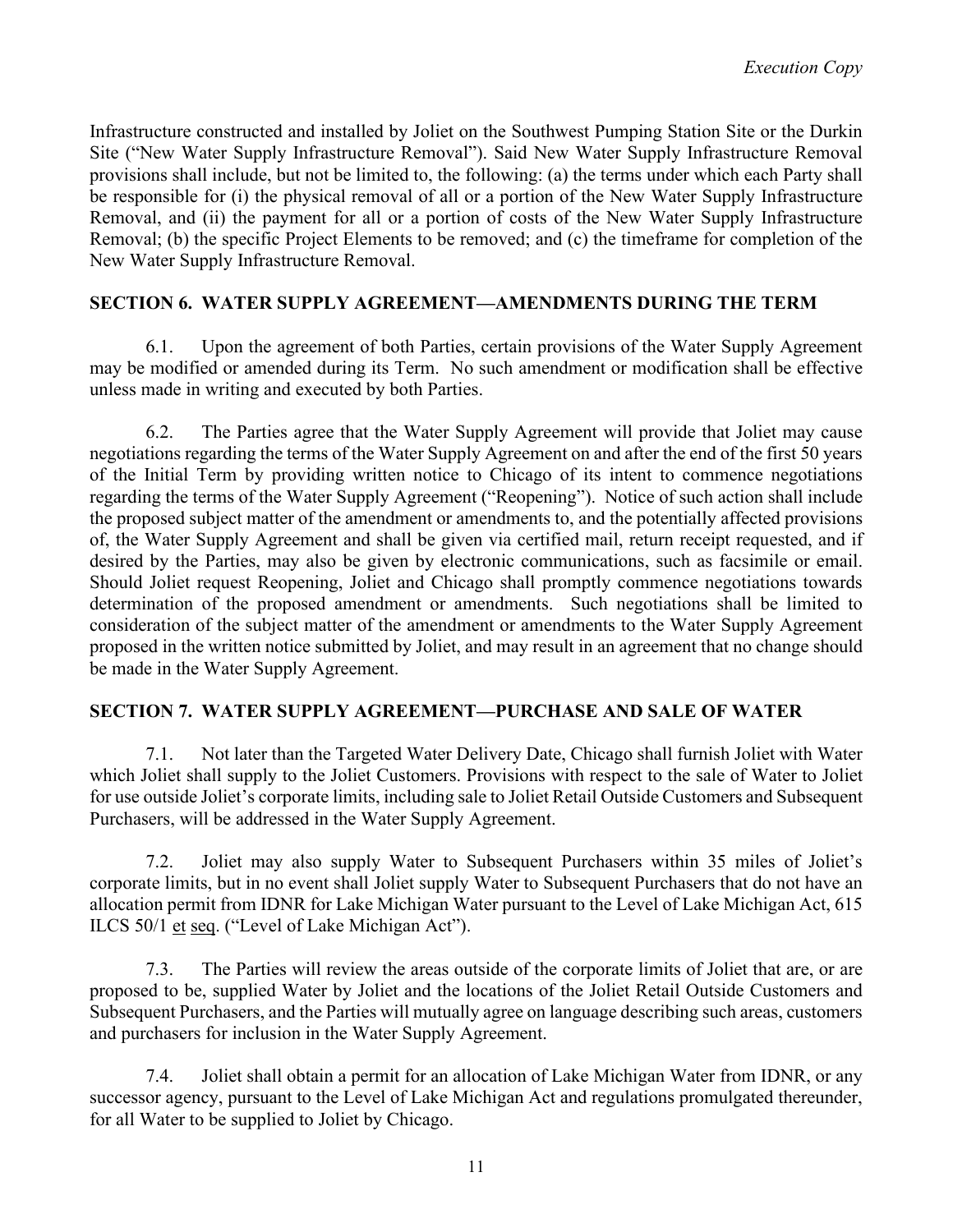Infrastructure constructed and installed by Joliet on the Southwest Pumping Station Site or the Durkin Site ("New Water Supply Infrastructure Removal"). Said New Water Supply Infrastructure Removal provisions shall include, but not be limited to, the following: (a) the terms under which each Party shall be responsible for (i) the physical removal of all or a portion of the New Water Supply Infrastructure Removal, and (ii) the payment for all or a portion of costs of the New Water Supply Infrastructure Removal; (b) the specific Project Elements to be removed; and (c) the timeframe for completion of the New Water Supply Infrastructure Removal.

## SECTION 6. WATER SUPPLY AGREEMENT—AMENDMENTS DURING THE TERM

6.1. Upon the agreement of both Parties, certain provisions of the Water Supply Agreement may be modified or amended during its Term. No such amendment or modification shall be effective unless made in writing and executed by both Parties.

6.2. The Parties agree that the Water Supply Agreement will provide that Joliet may cause negotiations regarding the terms of the Water Supply Agreement on and after the end of the first 50 years of the Initial Term by providing written notice to Chicago of its intent to commence negotiations regarding the terms of the Water Supply Agreement ("Reopening"). Notice of such action shall include the proposed subject matter of the amendment or amendments to, and the potentially affected provisions of, the Water Supply Agreement and shall be given via certified mail, return receipt requested, and if desired by the Parties, may also be given by electronic communications, such as facsimile or email. Should Joliet request Reopening, Joliet and Chicago shall promptly commence negotiations towards determination of the proposed amendment or amendments. Such negotiations shall be limited to consideration of the subject matter of the amendment or amendments to the Water Supply Agreement proposed in the written notice submitted by Joliet, and may result in an agreement that no change should be made in the Water Supply Agreement.

## SECTION 7. WATER SUPPLY AGREEMENT—PURCHASE AND SALE OF WATER

7.1. Not later than the Targeted Water Delivery Date, Chicago shall furnish Joliet with Water which Joliet shall supply to the Joliet Customers. Provisions with respect to the sale of Water to Joliet for use outside Joliet's corporate limits, including sale to Joliet Retail Outside Customers and Subsequent Purchasers, will be addressed in the Water Supply Agreement.

7.2. Joliet may also supply Water to Subsequent Purchasers within 35 miles of Joliet's corporate limits, but in no event shall Joliet supply Water to Subsequent Purchasers that do not have an allocation permit from IDNR for Lake Michigan Water pursuant to the Level of Lake Michigan Act, 615 ILCS 50/1 et seq. ("Level of Lake Michigan Act").

7.3. The Parties will review the areas outside of the corporate limits of Joliet that are, or are proposed to be, supplied Water by Joliet and the locations of the Joliet Retail Outside Customers and Subsequent Purchasers, and the Parties will mutually agree on language describing such areas, customers and purchasers for inclusion in the Water Supply Agreement.

7.4. Joliet shall obtain a permit for an allocation of Lake Michigan Water from IDNR, or any successor agency, pursuant to the Level of Lake Michigan Act and regulations promulgated thereunder, for all Water to be supplied to Joliet by Chicago.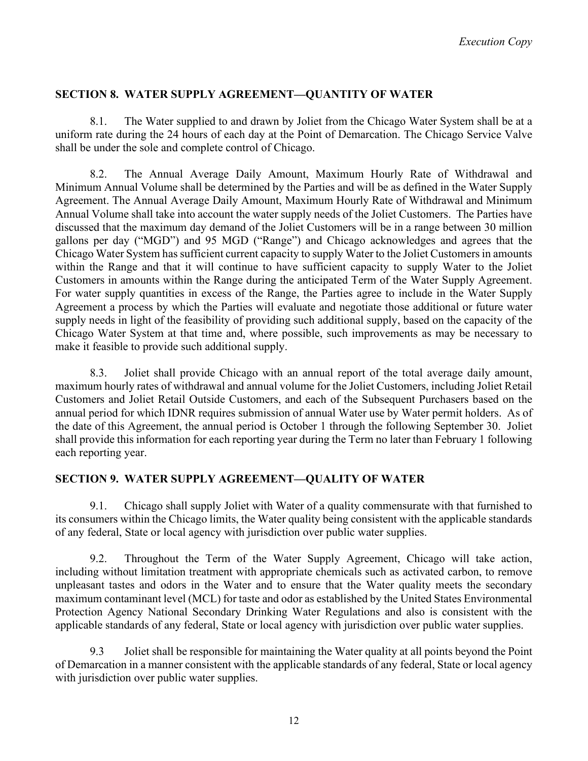## SECTION 8. WATER SUPPLY AGREEMENT—QUANTITY OF WATER

8.1. The Water supplied to and drawn by Joliet from the Chicago Water System shall be at a uniform rate during the 24 hours of each day at the Point of Demarcation. The Chicago Service Valve shall be under the sole and complete control of Chicago.

8.2. The Annual Average Daily Amount, Maximum Hourly Rate of Withdrawal and Minimum Annual Volume shall be determined by the Parties and will be as defined in the Water Supply Agreement. The Annual Average Daily Amount, Maximum Hourly Rate of Withdrawal and Minimum Annual Volume shall take into account the water supply needs of the Joliet Customers. The Parties have discussed that the maximum day demand of the Joliet Customers will be in a range between 30 million gallons per day ("MGD") and 95 MGD ("Range") and Chicago acknowledges and agrees that the Chicago Water System has sufficient current capacity to supply Water to the Joliet Customers in amounts within the Range and that it will continue to have sufficient capacity to supply Water to the Joliet Customers in amounts within the Range during the anticipated Term of the Water Supply Agreement. For water supply quantities in excess of the Range, the Parties agree to include in the Water Supply Agreement a process by which the Parties will evaluate and negotiate those additional or future water supply needs in light of the feasibility of providing such additional supply, based on the capacity of the Chicago Water System at that time and, where possible, such improvements as may be necessary to make it feasible to provide such additional supply.

8.3. Joliet shall provide Chicago with an annual report of the total average daily amount, maximum hourly rates of withdrawal and annual volume for the Joliet Customers, including Joliet Retail Customers and Joliet Retail Outside Customers, and each of the Subsequent Purchasers based on the annual period for which IDNR requires submission of annual Water use by Water permit holders. As of the date of this Agreement, the annual period is October 1 through the following September 30. Joliet shall provide this information for each reporting year during the Term no later than February 1 following each reporting year.

## SECTION 9. WATER SUPPLY AGREEMENT—QUALITY OF WATER

9.1. Chicago shall supply Joliet with Water of a quality commensurate with that furnished to its consumers within the Chicago limits, the Water quality being consistent with the applicable standards of any federal, State or local agency with jurisdiction over public water supplies.

9.2. Throughout the Term of the Water Supply Agreement, Chicago will take action, including without limitation treatment with appropriate chemicals such as activated carbon, to remove unpleasant tastes and odors in the Water and to ensure that the Water quality meets the secondary maximum contaminant level (MCL) for taste and odor as established by the United States Environmental Protection Agency National Secondary Drinking Water Regulations and also is consistent with the applicable standards of any federal, State or local agency with jurisdiction over public water supplies.

9.3 Joliet shall be responsible for maintaining the Water quality at all points beyond the Point of Demarcation in a manner consistent with the applicable standards of any federal, State or local agency with jurisdiction over public water supplies.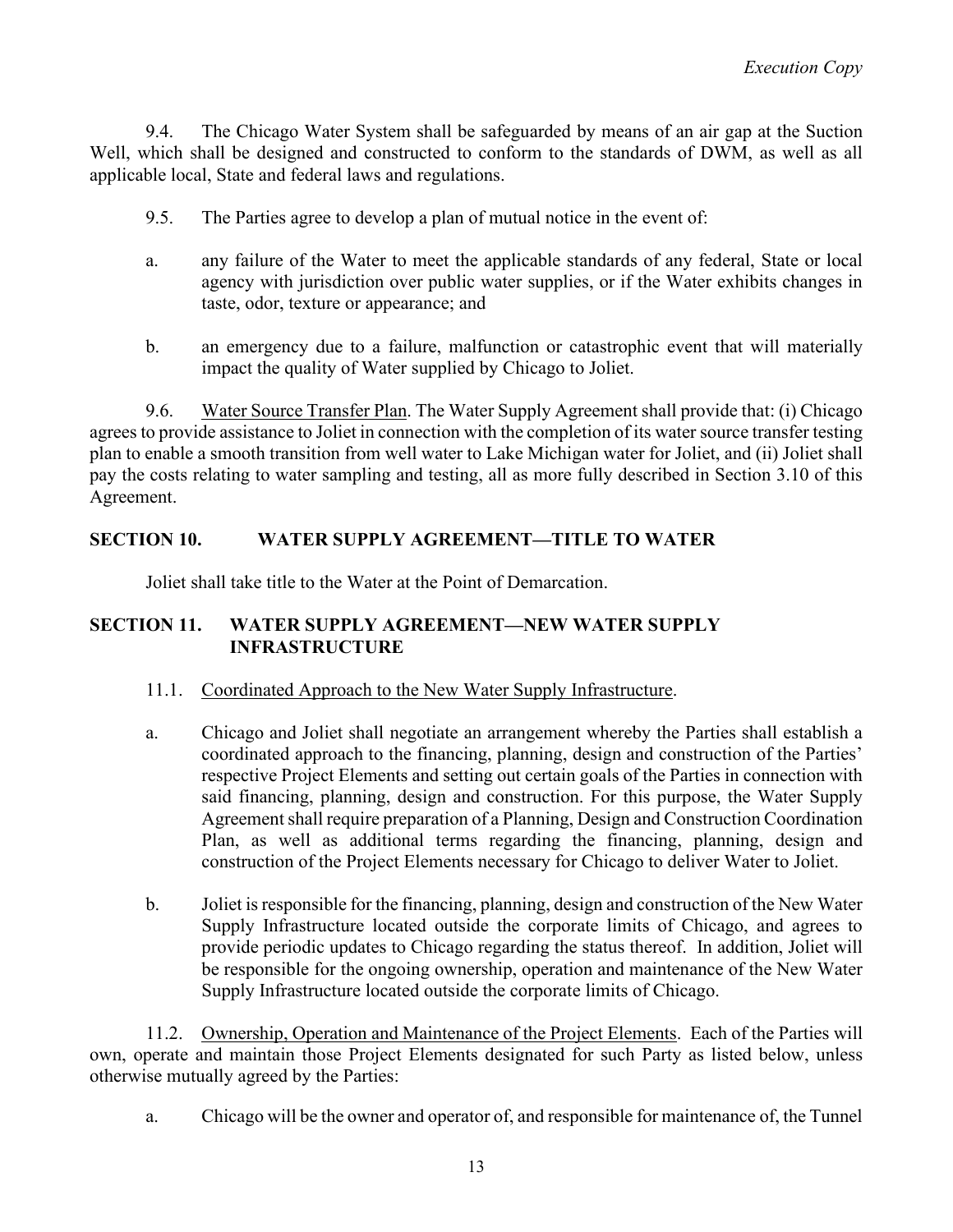9.4. The Chicago Water System shall be safeguarded by means of an air gap at the Suction Well, which shall be designed and constructed to conform to the standards of DWM, as well as all applicable local, State and federal laws and regulations.

9.5. The Parties agree to develop a plan of mutual notice in the event of:

a. any failure of the Water to meet the applicable standards of any federal, State or local agency with jurisdiction over public water supplies, or if the Water exhibits changes in taste, odor, texture or appearance; and

b. an emergency due to a failure, malfunction or catastrophic event that will materially impact the quality of Water supplied by Chicago to Joliet.

9.6. Water Source Transfer Plan. The Water Supply Agreement shall provide that: (i) Chicago agrees to provide assistance to Joliet in connection with the completion of its water source transfer testing plan to enable a smooth transition from well water to Lake Michigan water for Joliet, and (ii) Joliet shall pay the costs relating to water sampling and testing, all as more fully described in Section 3.10 of this Agreement.

## SECTION 10. WATER SUPPLY AGREEMENT—TITLE TO WATER

Joliet shall take title to the Water at the Point of Demarcation.

## SECTION 11. WATER SUPPLY AGREEMENT—NEW WATER SUPPLY INFRASTRUCTURE

11.1. Coordinated Approach to the New Water Supply Infrastructure.

a. Chicago and Joliet shall negotiate an arrangement whereby the Parties shall establish a coordinated approach to the financing, planning, design and construction of the Parties' respective Project Elements and setting out certain goals of the Parties in connection with said financing, planning, design and construction. For this purpose, the Water Supply Agreement shall require preparation of a Planning, Design and Construction Coordination Plan, as well as additional terms regarding the financing, planning, design and construction of the Project Elements necessary for Chicago to deliver Water to Joliet.

b. Joliet is responsible for the financing, planning, design and construction of the New Water Supply Infrastructure located outside the corporate limits of Chicago, and agrees to provide periodic updates to Chicago regarding the status thereof. In addition, Joliet will be responsible for the ongoing ownership, operation and maintenance of the New Water Supply Infrastructure located outside the corporate limits of Chicago.

11.2. Ownership, Operation and Maintenance of the Project Elements. Each of the Parties will own, operate and maintain those Project Elements designated for such Party as listed below, unless otherwise mutually agreed by the Parties:

a. Chicago will be the owner and operator of, and responsible for maintenance of, the Tunnel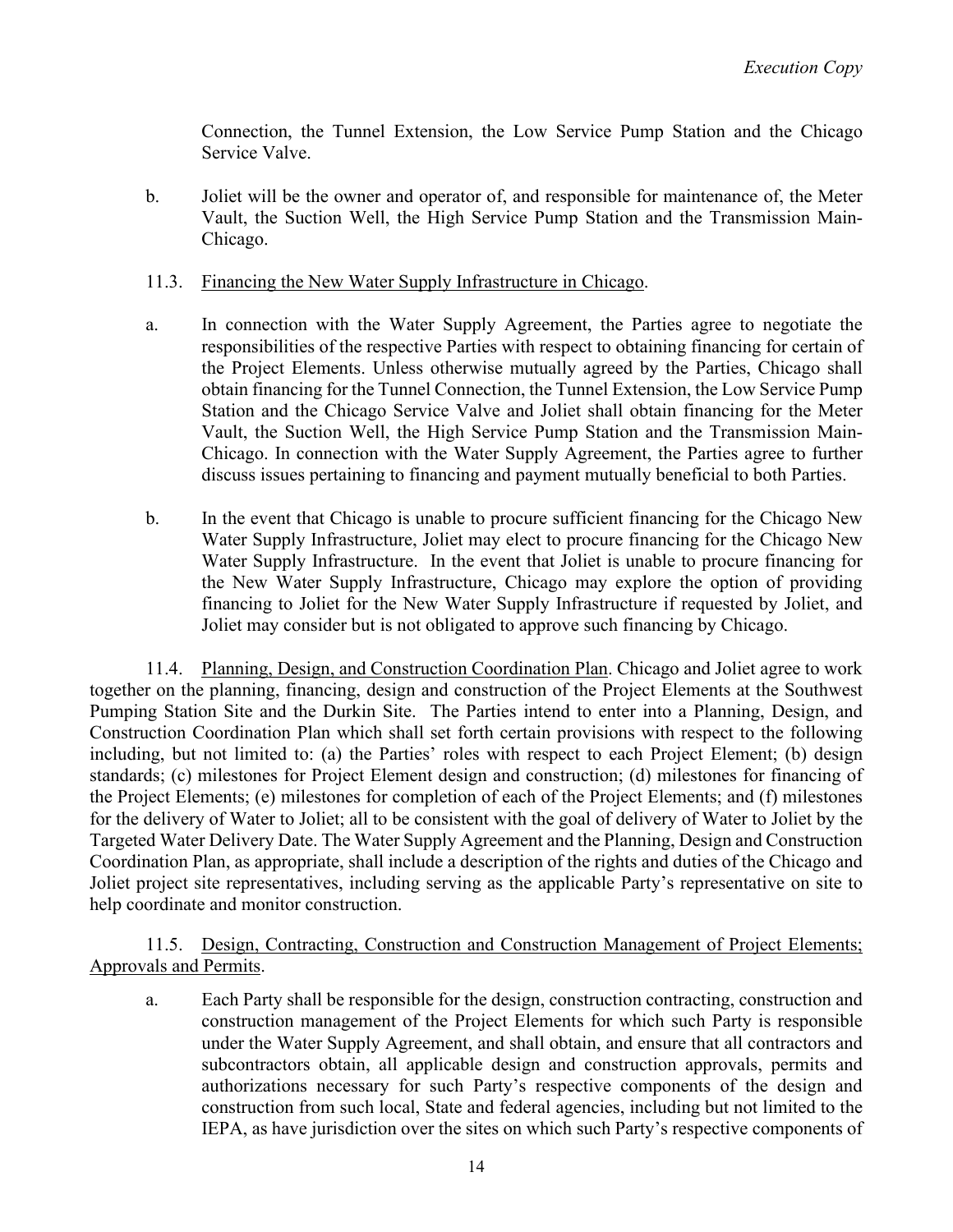Connection, the Tunnel Extension, the Low Service Pump Station and the Chicago Service Valve.

b. Joliet will be the owner and operator of, and responsible for maintenance of, the Meter Vault, the Suction Well, the High Service Pump Station and the Transmission Main-Chicago.

11.3. Financing the New Water Supply Infrastructure in Chicago.

a. In connection with the Water Supply Agreement, the Parties agree to negotiate the responsibilities of the respective Parties with respect to obtaining financing for certain of the Project Elements. Unless otherwise mutually agreed by the Parties, Chicago shall obtain financing for the Tunnel Connection, the Tunnel Extension, the Low Service Pump Station and the Chicago Service Valve and Joliet shall obtain financing for the Meter Vault, the Suction Well, the High Service Pump Station and the Transmission Main-Chicago. In connection with the Water Supply Agreement, the Parties agree to further discuss issues pertaining to financing and payment mutually beneficial to both Parties.

b. In the event that Chicago is unable to procure sufficient financing for the Chicago New Water Supply Infrastructure, Joliet may elect to procure financing for the Chicago New Water Supply Infrastructure. In the event that Joliet is unable to procure financing for the New Water Supply Infrastructure, Chicago may explore the option of providing financing to Joliet for the New Water Supply Infrastructure if requested by Joliet, and Joliet may consider but is not obligated to approve such financing by Chicago.

11.4. Planning, Design, and Construction Coordination Plan. Chicago and Joliet agree to work together on the planning, financing, design and construction of the Project Elements at the Southwest Pumping Station Site and the Durkin Site. The Parties intend to enter into a Planning, Design, and Construction Coordination Plan which shall set forth certain provisions with respect to the following including, but not limited to: (a) the Parties' roles with respect to each Project Element; (b) design standards; (c) milestones for Project Element design and construction; (d) milestones for financing of the Project Elements; (e) milestones for completion of each of the Project Elements; and (f) milestones for the delivery of Water to Joliet; all to be consistent with the goal of delivery of Water to Joliet by the Targeted Water Delivery Date. The Water Supply Agreement and the Planning, Design and Construction Coordination Plan, as appropriate, shall include a description of the rights and duties of the Chicago and Joliet project site representatives, including serving as the applicable Party's representative on site to help coordinate and monitor construction.

11.5. Design, Contracting, Construction and Construction Management of Project Elements; Approvals and Permits.

a. Each Party shall be responsible for the design, construction contracting, construction and construction management of the Project Elements for which such Party is responsible under the Water Supply Agreement, and shall obtain, and ensure that all contractors and subcontractors obtain, all applicable design and construction approvals, permits and authorizations necessary for such Party's respective components of the design and construction from such local, State and federal agencies, including but not limited to the IEPA, as have jurisdiction over the sites on which such Party's respective components of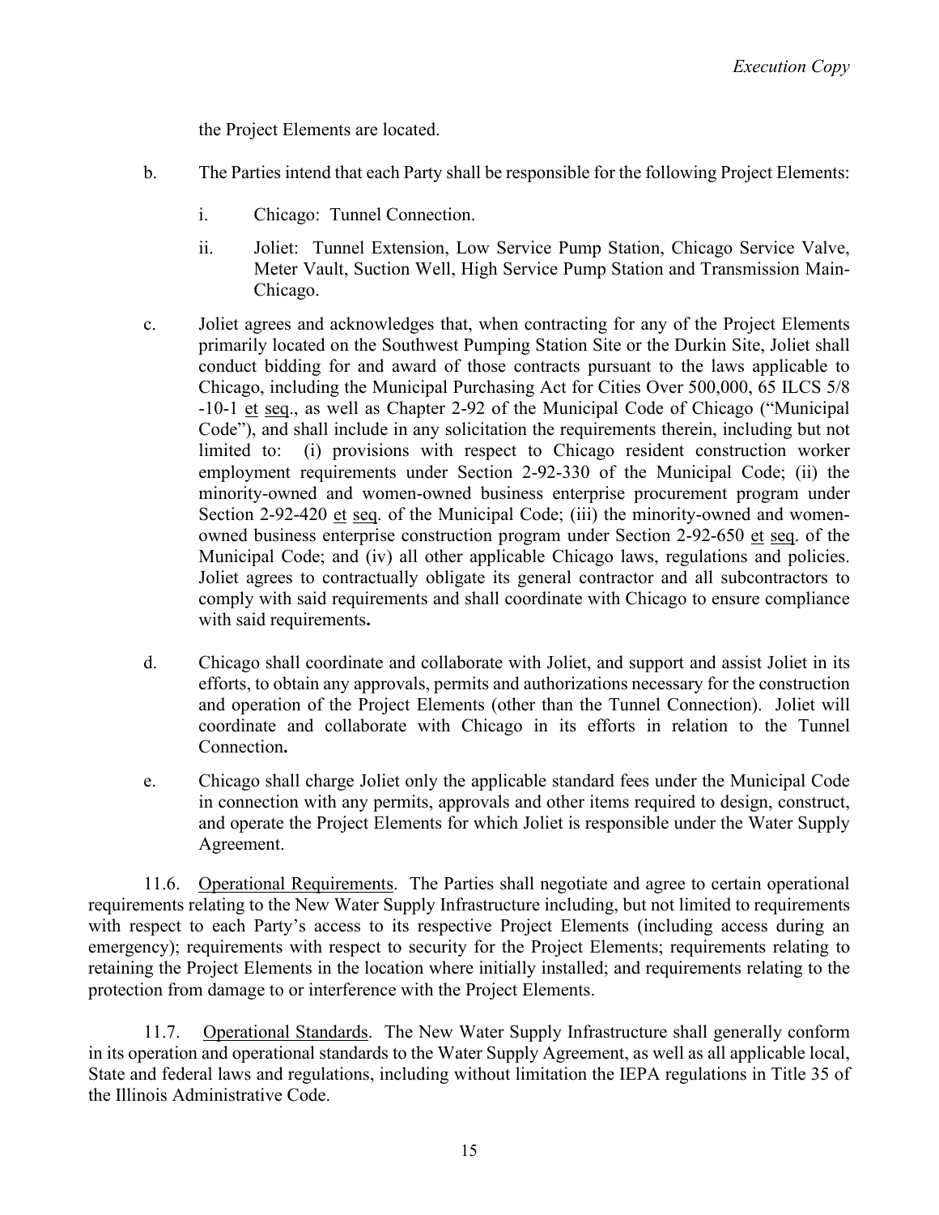the Project Elements are located.

b. The Parties intend that each Party shall be responsible for the following Project Elements:

   i. Chicago: Tunnel Connection.

   ii. Joliet: Tunnel Extension, Low Service Pump Station, Chicago Service Valve, Meter Vault, Suction Well, High Service Pump Station and Transmission Main-Chicago.

c. Joliet agrees and acknowledges that, when contracting for any of the Project Elements primarily located on the Southwest Pumping Station Site or the Durkin Site, Joliet shall conduct bidding for and award of those contracts pursuant to the laws applicable to Chicago, including the Municipal Purchasing Act for Cities Over 500,000, 65 ILCS 5/8 -10-1 et seq., as well as Chapter 2-92 of the Municipal Code of Chicago ("Municipal Code"), and shall include in any solicitation the requirements therein, including but not limited to: (i) provisions with respect to Chicago resident construction worker employment requirements under Section 2-92-330 of the Municipal Code; (ii) the minority-owned and women-owned business enterprise procurement program under Section 2-92-420 et seq. of the Municipal Code; (iii) the minority-owned and women-owned business enterprise construction program under Section 2-92-650 et seq. of the Municipal Code; and (iv) all other applicable Chicago laws, regulations and policies. Joliet agrees to contractually obligate its general contractor and all subcontractors to comply with said requirements and shall coordinate with Chicago to ensure compliance with said requirements.

d. Chicago shall coordinate and collaborate with Joliet, and support and assist Joliet in its efforts, to obtain any approvals, permits and authorizations necessary for the construction and operation of the Project Elements (other than the Tunnel Connection). Joliet will coordinate and collaborate with Chicago in its efforts in relation to the Tunnel Connection.

e. Chicago shall charge Joliet only the applicable standard fees under the Municipal Code in connection with any permits, approvals and other items required to design, construct, and operate the Project Elements for which Joliet is responsible under the Water Supply Agreement.

11.6. Operational Requirements. The Parties shall negotiate and agree to certain operational requirements relating to the New Water Supply Infrastructure including, but not limited to requirements with respect to each Party's access to its respective Project Elements (including access during an emergency); requirements with respect to security for the Project Elements; requirements relating to retaining the Project Elements in the location where initially installed; and requirements relating to the protection from damage to or interference with the Project Elements.

11.7. Operational Standards. The New Water Supply Infrastructure shall generally conform in its operation and operational standards to the Water Supply Agreement, as well as all applicable local, State and federal laws and regulations, including without limitation the IEPA regulations in Title 35 of the Illinois Administrative Code.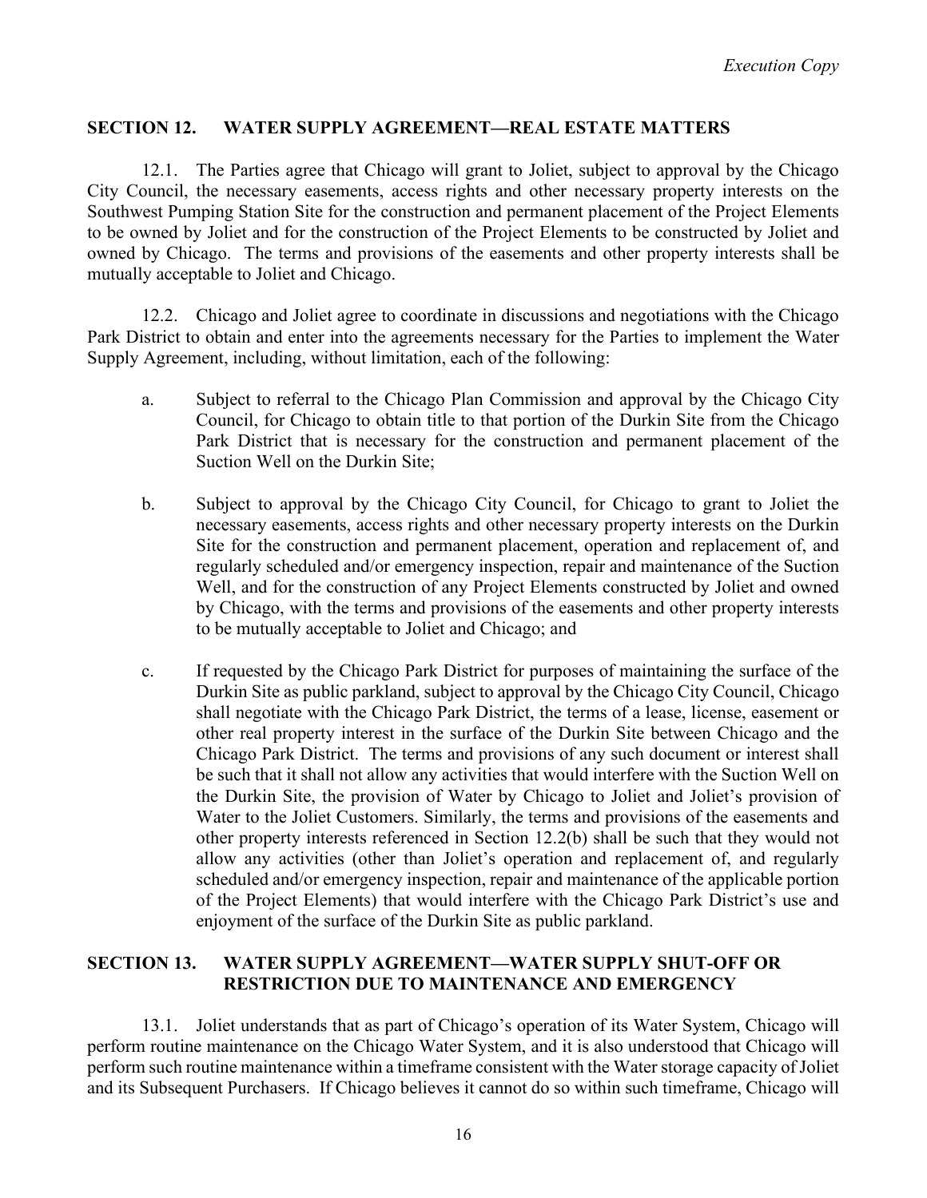## SECTION 12. WATER SUPPLY AGREEMENT—REAL ESTATE MATTERS

12.1. The Parties agree that Chicago will grant to Joliet, subject to approval by the Chicago City Council, the necessary easements, access rights and other necessary property interests on the Southwest Pumping Station Site for the construction and permanent placement of the Project Elements to be owned by Joliet and for the construction of the Project Elements to be constructed by Joliet and owned by Chicago. The terms and provisions of the easements and other property interests shall be mutually acceptable to Joliet and Chicago.

12.2. Chicago and Joliet agree to coordinate in discussions and negotiations with the Chicago Park District to obtain and enter into the agreements necessary for the Parties to implement the Water Supply Agreement, including, without limitation, each of the following:

a. Subject to referral to the Chicago Plan Commission and approval by the Chicago City Council, for Chicago to obtain title to that portion of the Durkin Site from the Chicago Park District that is necessary for the construction and permanent placement of the Suction Well on the Durkin Site;

b. Subject to approval by the Chicago City Council, for Chicago to grant to Joliet the necessary easements, access rights and other necessary property interests on the Durkin Site for the construction and permanent placement, operation and replacement of, and regularly scheduled and/or emergency inspection, repair and maintenance of the Suction Well, and for the construction of any Project Elements constructed by Joliet and owned by Chicago, with the terms and provisions of the easements and other property interests to be mutually acceptable to Joliet and Chicago; and

c. If requested by the Chicago Park District for purposes of maintaining the surface of the Durkin Site as public parkland, subject to approval by the Chicago City Council, Chicago shall negotiate with the Chicago Park District, the terms of a lease, license, easement or other real property interest in the surface of the Durkin Site between Chicago and the Chicago Park District. The terms and provisions of any such document or interest shall be such that it shall not allow any activities that would interfere with the Suction Well on the Durkin Site, the provision of Water by Chicago to Joliet and Joliet's provision of Water to the Joliet Customers. Similarly, the terms and provisions of the easements and other property interests referenced in Section 12.2(b) shall be such that they would not allow any activities (other than Joliet's operation and replacement of, and regularly scheduled and/or emergency inspection, repair and maintenance of the applicable portion of the Project Elements) that would interfere with the Chicago Park District's use and enjoyment of the surface of the Durkin Site as public parkland.

## SECTION 13. WATER SUPPLY AGREEMENT—WATER SUPPLY SHUT-OFF OR RESTRICTION DUE TO MAINTENANCE AND EMERGENCY

13.1. Joliet understands that as part of Chicago's operation of its Water System, Chicago will perform routine maintenance on the Chicago Water System, and it is also understood that Chicago will perform such routine maintenance within a timeframe consistent with the Water storage capacity of Joliet and its Subsequent Purchasers. If Chicago believes it cannot do so within such timeframe, Chicago will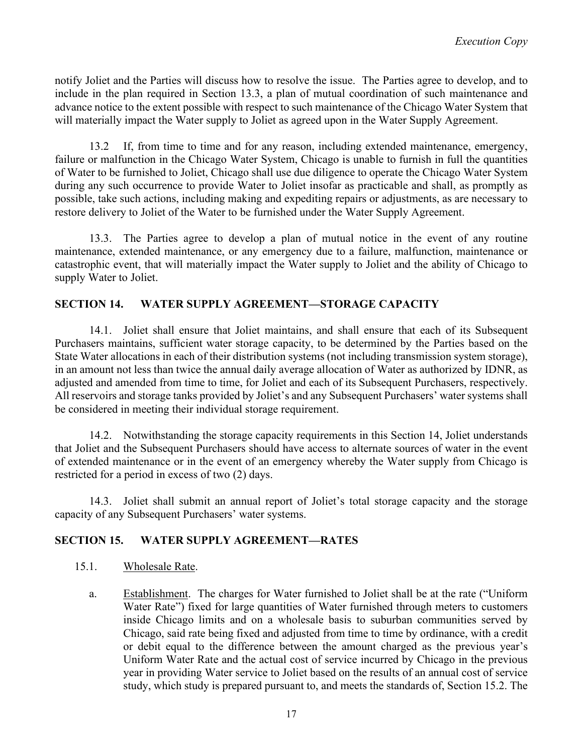notify Joliet and the Parties will discuss how to resolve the issue. The Parties agree to develop, and to include in the plan required in Section 13.3, a plan of mutual coordination of such maintenance and advance notice to the extent possible with respect to such maintenance of the Chicago Water System that will materially impact the Water supply to Joliet as agreed upon in the Water Supply Agreement.

13.2 If, from time to time and for any reason, including extended maintenance, emergency, failure or malfunction in the Chicago Water System, Chicago is unable to furnish in full the quantities of Water to be furnished to Joliet, Chicago shall use due diligence to operate the Chicago Water System during any such occurrence to provide Water to Joliet insofar as practicable and shall, as promptly as possible, take such actions, including making and expediting repairs or adjustments, as are necessary to restore delivery to Joliet of the Water to be furnished under the Water Supply Agreement.

13.3. The Parties agree to develop a plan of mutual notice in the event of any routine maintenance, extended maintenance, or any emergency due to a failure, malfunction, maintenance or catastrophic event, that will materially impact the Water supply to Joliet and the ability of Chicago to supply Water to Joliet.

## SECTION 14. WATER SUPPLY AGREEMENT—STORAGE CAPACITY

14.1. Joliet shall ensure that Joliet maintains, and shall ensure that each of its Subsequent Purchasers maintains, sufficient water storage capacity, to be determined by the Parties based on the State Water allocations in each of their distribution systems (not including transmission system storage), in an amount not less than twice the annual daily average allocation of Water as authorized by IDNR, as adjusted and amended from time to time, for Joliet and each of its Subsequent Purchasers, respectively. All reservoirs and storage tanks provided by Joliet's and any Subsequent Purchasers' water systems shall be considered in meeting their individual storage requirement.

14.2. Notwithstanding the storage capacity requirements in this Section 14, Joliet understands that Joliet and the Subsequent Purchasers should have access to alternate sources of water in the event of extended maintenance or in the event of an emergency whereby the Water supply from Chicago is restricted for a period in excess of two (2) days.

14.3. Joliet shall submit an annual report of Joliet's total storage capacity and the storage capacity of any Subsequent Purchasers' water systems.

## SECTION 15. WATER SUPPLY AGREEMENT—RATES

15.1. Wholesale Rate.

a. Establishment. The charges for Water furnished to Joliet shall be at the rate ("Uniform Water Rate") fixed for large quantities of Water furnished through meters to customers inside Chicago limits and on a wholesale basis to suburban communities served by Chicago, said rate being fixed and adjusted from time to time by ordinance, with a credit or debit equal to the difference between the amount charged as the previous year's Uniform Water Rate and the actual cost of service incurred by Chicago in the previous year in providing Water service to Joliet based on the results of an annual cost of service study, which study is prepared pursuant to, and meets the standards of, Section 15.2. The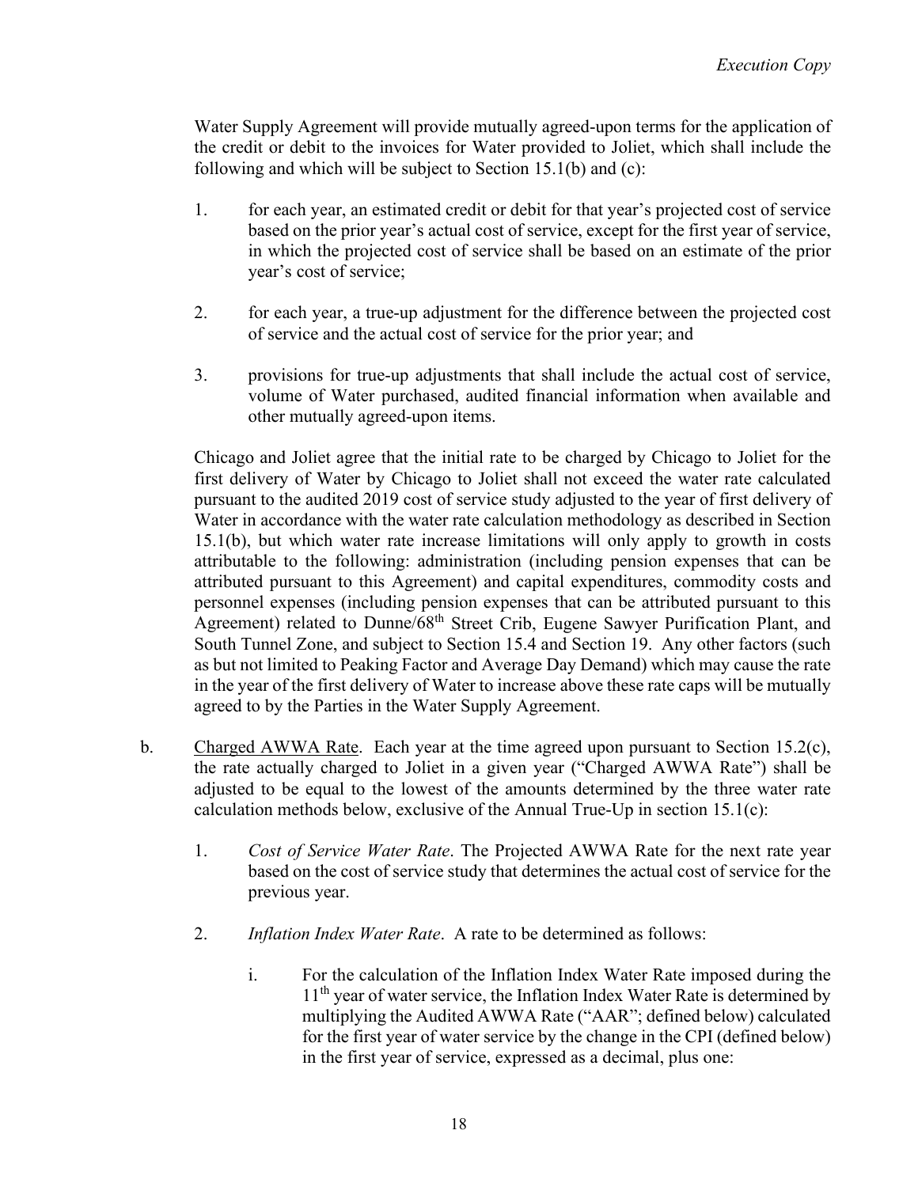Water Supply Agreement will provide mutually agreed-upon terms for the application of the credit or debit to the invoices for Water provided to Joliet, which shall include the following and which will be subject to Section 15.1(b) and (c):

1. for each year, an estimated credit or debit for that year's projected cost of service based on the prior year's actual cost of service, except for the first year of service, in which the projected cost of service shall be based on an estimate of the prior year's cost of service;

2. for each year, a true-up adjustment for the difference between the projected cost of service and the actual cost of service for the prior year; and

3. provisions for true-up adjustments that shall include the actual cost of service, volume of Water purchased, audited financial information when available and other mutually agreed-upon items.

Chicago and Joliet agree that the initial rate to be charged by Chicago to Joliet for the first delivery of Water by Chicago to Joliet shall not exceed the water rate calculated pursuant to the audited 2019 cost of service study adjusted to the year of first delivery of Water in accordance with the water rate calculation methodology as described in Section 15.1(b), but which water rate increase limitations will only apply to growth in costs attributable to the following: administration (including pension expenses that can be attributed pursuant to this Agreement) and capital expenditures, commodity costs and personnel expenses (including pension expenses that can be attributed pursuant to this Agreement) related to Dunne/68th Street Crib, Eugene Sawyer Purification Plant, and South Tunnel Zone, and subject to Section 15.4 and Section 19. Any other factors (such as but not limited to Peaking Factor and Average Day Demand) which may cause the rate in the year of the first delivery of Water to increase above these rate caps will be mutually agreed to by the Parties in the Water Supply Agreement.

b. Charged AWWA Rate. Each year at the time agreed upon pursuant to Section 15.2(c), the rate actually charged to Joliet in a given year ("Charged AWWA Rate") shall be adjusted to be equal to the lowest of the amounts determined by the three water rate calculation methods below, exclusive of the Annual True-Up in section 15.1(c):

1. *Cost of Service Water Rate*. The Projected AWWA Rate for the next rate year based on the cost of service study that determines the actual cost of service for the previous year.

2. *Inflation Index Water Rate*. A rate to be determined as follows:

    i. For the calculation of the Inflation Index Water Rate imposed during the 11th year of water service, the Inflation Index Water Rate is determined by multiplying the Audited AWWA Rate ("AAR"; defined below) calculated for the first year of water service by the change in the CPI (defined below) in the first year of service, expressed as a decimal, plus one: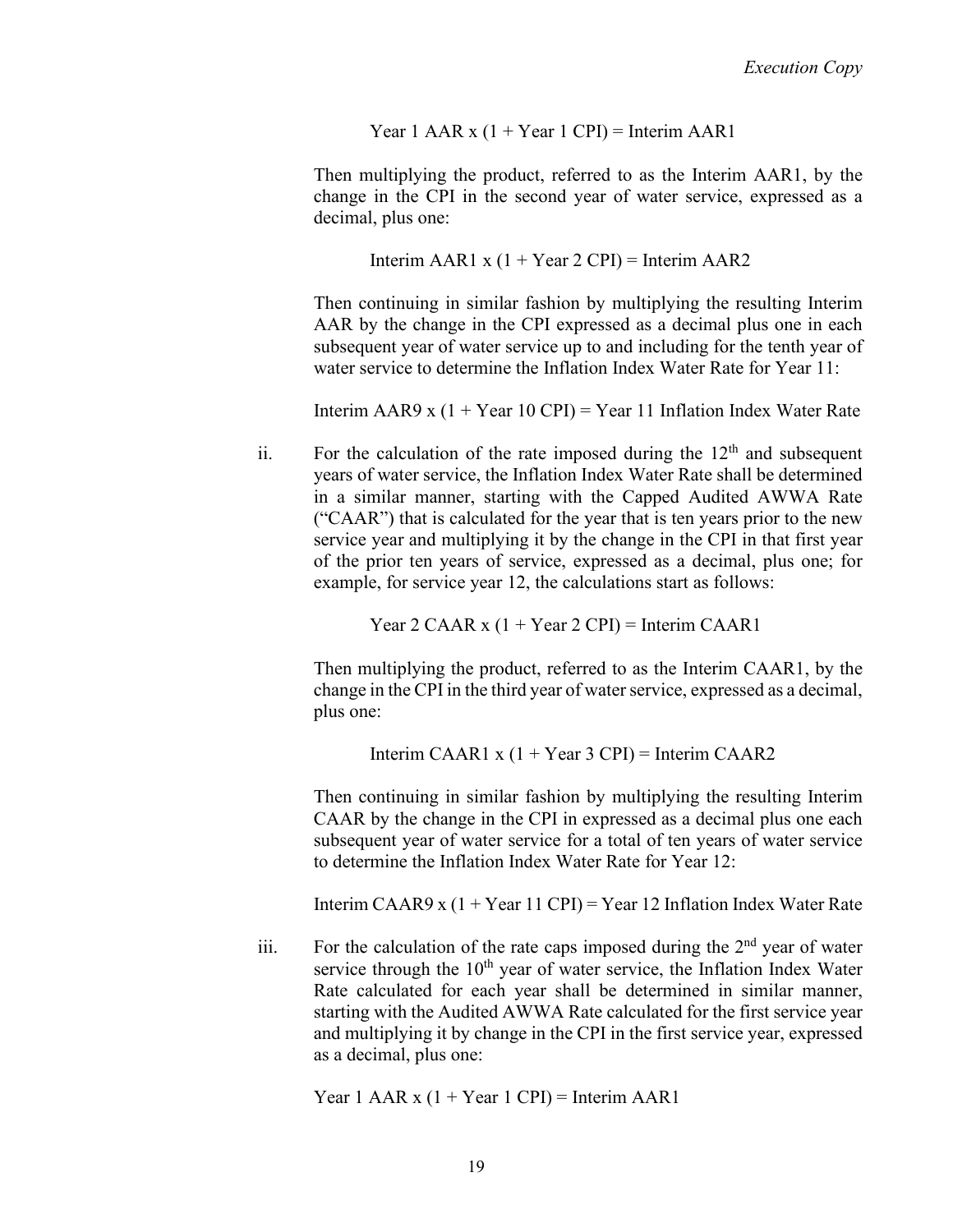Year 1 AAR x (1 + Year 1 CPI) = Interim AAR1

Then multiplying the product, referred to as the Interim AAR1, by the change in the CPI in the second year of water service, expressed as a decimal, plus one:

Interim AAR1 x (1 + Year 2 CPI) = Interim AAR2

Then continuing in similar fashion by multiplying the resulting Interim AAR by the change in the CPI expressed as a decimal plus one in each subsequent year of water service up to and including for the tenth year of water service to determine the Inflation Index Water Rate for Year 11:

Interim AAR9 x (1 + Year 10 CPI) = Year 11 Inflation Index Water Rate

ii. For the calculation of the rate imposed during the 12th and subsequent years of water service, the Inflation Index Water Rate shall be determined in a similar manner, starting with the Capped Audited AWWA Rate ("CAAR") that is calculated for the year that is ten years prior to the new service year and multiplying it by the change in the CPI in that first year of the prior ten years of service, expressed as a decimal, plus one; for example, for service year 12, the calculations start as follows:

Year 2 CAAR x (1 + Year 2 CPI) = Interim CAAR1

Then multiplying the product, referred to as the Interim CAAR1, by the change in the CPI in the third year of water service, expressed as a decimal, plus one:

Interim CAAR1 x (1 + Year 3 CPI) = Interim CAAR2

Then continuing in similar fashion by multiplying the resulting Interim CAAR by the change in the CPI in expressed as a decimal plus one each subsequent year of water service for a total of ten years of water service to determine the Inflation Index Water Rate for Year 12:

Interim CAAR9 x (1 + Year 11 CPI) = Year 12 Inflation Index Water Rate

iii. For the calculation of the rate caps imposed during the 2nd year of water service through the 10th year of water service, the Inflation Index Water Rate calculated for each year shall be determined in similar manner, starting with the Audited AWWA Rate calculated for the first service year and multiplying it by change in the CPI in the first service year, expressed as a decimal, plus one:

Year 1 AAR x (1 + Year 1 CPI) = Interim AAR1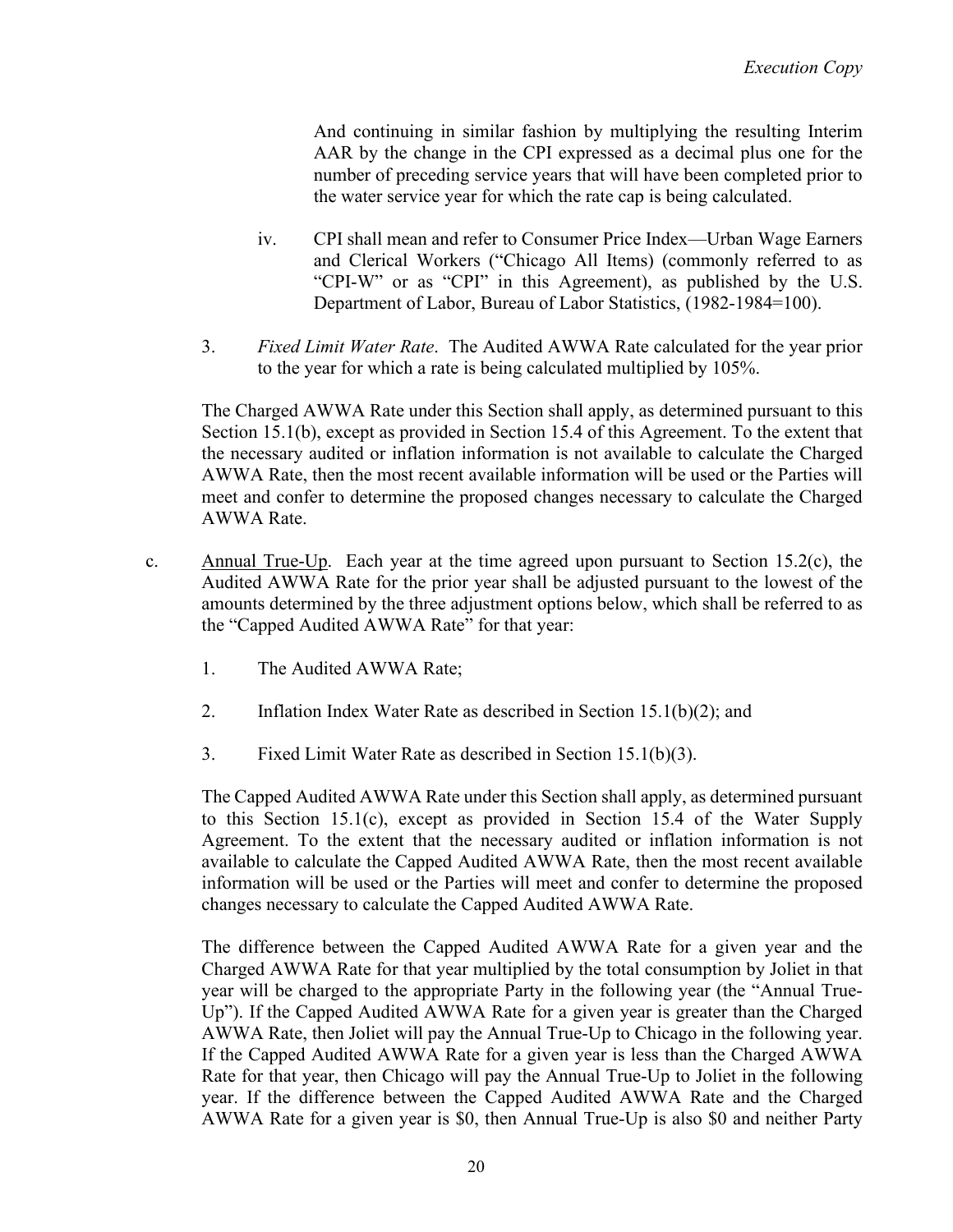And continuing in similar fashion by multiplying the resulting Interim AAR by the change in the CPI expressed as a decimal plus one for the number of preceding service years that will have been completed prior to the water service year for which the rate cap is being calculated.

iv. CPI shall mean and refer to Consumer Price Index—Urban Wage Earners and Clerical Workers ("Chicago All Items) (commonly referred to as "CPI-W" or as "CPI" in this Agreement), as published by the U.S. Department of Labor, Bureau of Labor Statistics, (1982-1984=100).

3. *Fixed Limit Water Rate*. The Audited AWWA Rate calculated for the year prior to the year for which a rate is being calculated multiplied by 105%.

The Charged AWWA Rate under this Section shall apply, as determined pursuant to this Section 15.1(b), except as provided in Section 15.4 of this Agreement. To the extent that the necessary audited or inflation information is not available to calculate the Charged AWWA Rate, then the most recent available information will be used or the Parties will meet and confer to determine the proposed changes necessary to calculate the Charged AWWA Rate.

c. Annual True-Up. Each year at the time agreed upon pursuant to Section 15.2(c), the Audited AWWA Rate for the prior year shall be adjusted pursuant to the lowest of the amounts determined by the three adjustment options below, which shall be referred to as the "Capped Audited AWWA Rate" for that year:

1. The Audited AWWA Rate;

2. Inflation Index Water Rate as described in Section 15.1(b)(2); and

3. Fixed Limit Water Rate as described in Section 15.1(b)(3).

The Capped Audited AWWA Rate under this Section shall apply, as determined pursuant to this Section 15.1(c), except as provided in Section 15.4 of the Water Supply Agreement. To the extent that the necessary audited or inflation information is not available to calculate the Capped Audited AWWA Rate, then the most recent available information will be used or the Parties will meet and confer to determine the proposed changes necessary to calculate the Capped Audited AWWA Rate.

The difference between the Capped Audited AWWA Rate for a given year and the Charged AWWA Rate for that year multiplied by the total consumption by Joliet in that year will be charged to the appropriate Party in the following year (the "Annual True-Up"). If the Capped Audited AWWA Rate for a given year is greater than the Charged AWWA Rate, then Joliet will pay the Annual True-Up to Chicago in the following year. If the Capped Audited AWWA Rate for a given year is less than the Charged AWWA Rate for that year, then Chicago will pay the Annual True-Up to Joliet in the following year. If the difference between the Capped Audited AWWA Rate and the Charged AWWA Rate for a given year is $0, then Annual True-Up is also $0 and neither Party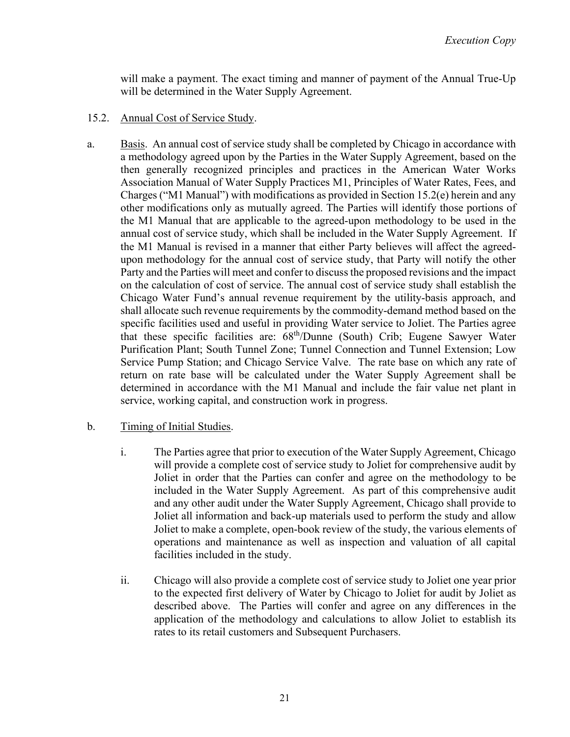will make a payment. The exact timing and manner of payment of the Annual True-Up will be determined in the Water Supply Agreement.

15.2. Annual Cost of Service Study.

a. Basis. An annual cost of service study shall be completed by Chicago in accordance with a methodology agreed upon by the Parties in the Water Supply Agreement, based on the then generally recognized principles and practices in the American Water Works Association Manual of Water Supply Practices M1, Principles of Water Rates, Fees, and Charges ("M1 Manual") with modifications as provided in Section 15.2(e) herein and any other modifications only as mutually agreed. The Parties will identify those portions of the M1 Manual that are applicable to the agreed-upon methodology to be used in the annual cost of service study, which shall be included in the Water Supply Agreement. If the M1 Manual is revised in a manner that either Party believes will affect the agreed-upon methodology for the annual cost of service study, that Party will notify the other Party and the Parties will meet and confer to discuss the proposed revisions and the impact on the calculation of cost of service. The annual cost of service study shall establish the Chicago Water Fund's annual revenue requirement by the utility-basis approach, and shall allocate such revenue requirements by the commodity-demand method based on the specific facilities used and useful in providing Water service to Joliet. The Parties agree that these specific facilities are: 68th/Dunne (South) Crib; Eugene Sawyer Water Purification Plant; South Tunnel Zone; Tunnel Connection and Tunnel Extension; Low Service Pump Station; and Chicago Service Valve. The rate base on which any rate of return on rate base will be calculated under the Water Supply Agreement shall be determined in accordance with the M1 Manual and include the fair value net plant in service, working capital, and construction work in progress.

b. Timing of Initial Studies.

i. The Parties agree that prior to execution of the Water Supply Agreement, Chicago will provide a complete cost of service study to Joliet for comprehensive audit by Joliet in order that the Parties can confer and agree on the methodology to be included in the Water Supply Agreement. As part of this comprehensive audit and any other audit under the Water Supply Agreement, Chicago shall provide to Joliet all information and back-up materials used to perform the study and allow Joliet to make a complete, open-book review of the study, the various elements of operations and maintenance as well as inspection and valuation of all capital facilities included in the study.

ii. Chicago will also provide a complete cost of service study to Joliet one year prior to the expected first delivery of Water by Chicago to Joliet for audit by Joliet as described above. The Parties will confer and agree on any differences in the application of the methodology and calculations to allow Joliet to establish its rates to its retail customers and Subsequent Purchasers.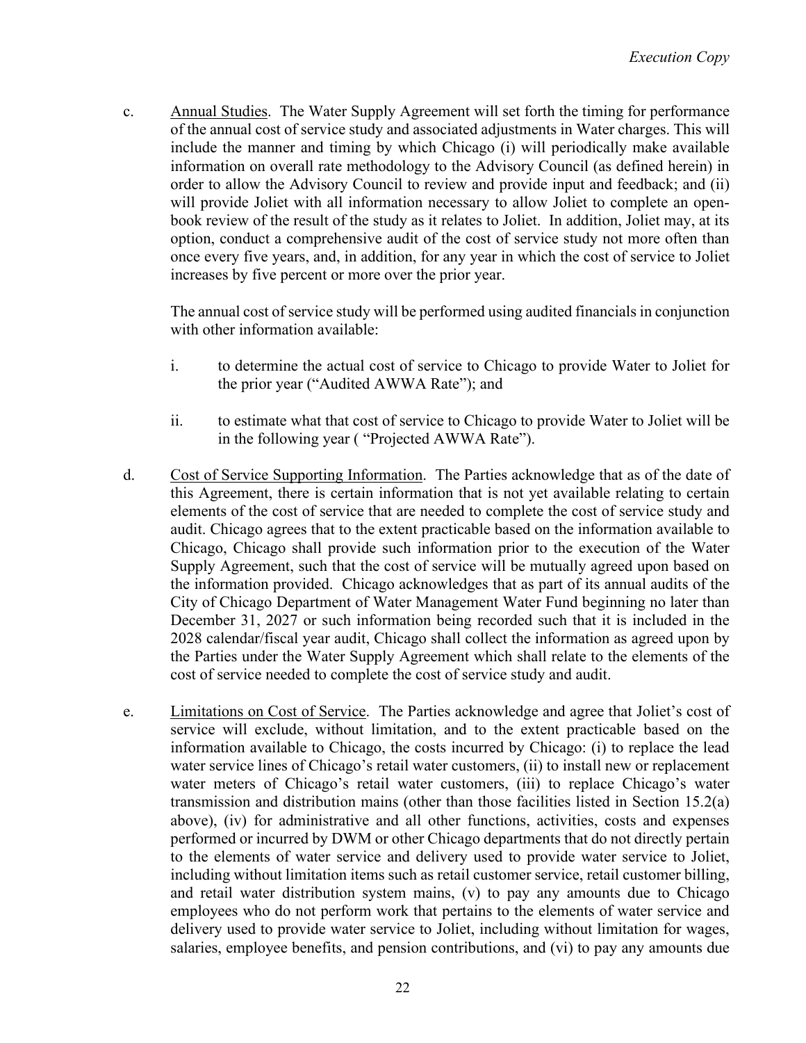c. Annual Studies. The Water Supply Agreement will set forth the timing for performance of the annual cost of service study and associated adjustments in Water charges. This will include the manner and timing by which Chicago (i) will periodically make available information on overall rate methodology to the Advisory Council (as defined herein) in order to allow the Advisory Council to review and provide input and feedback; and (ii) will provide Joliet with all information necessary to allow Joliet to complete an open-book review of the result of the study as it relates to Joliet. In addition, Joliet may, at its option, conduct a comprehensive audit of the cost of service study not more often than once every five years, and, in addition, for any year in which the cost of service to Joliet increases by five percent or more over the prior year.

The annual cost of service study will be performed using audited financials in conjunction with other information available:

i. to determine the actual cost of service to Chicago to provide Water to Joliet for the prior year ("Audited AWWA Rate"); and

ii. to estimate what that cost of service to Chicago to provide Water to Joliet will be in the following year ( "Projected AWWA Rate").

d. Cost of Service Supporting Information. The Parties acknowledge that as of the date of this Agreement, there is certain information that is not yet available relating to certain elements of the cost of service that are needed to complete the cost of service study and audit. Chicago agrees that to the extent practicable based on the information available to Chicago, Chicago shall provide such information prior to the execution of the Water Supply Agreement, such that the cost of service will be mutually agreed upon based on the information provided. Chicago acknowledges that as part of its annual audits of the City of Chicago Department of Water Management Water Fund beginning no later than December 31, 2027 or such information being recorded such that it is included in the 2028 calendar/fiscal year audit, Chicago shall collect the information as agreed upon by the Parties under the Water Supply Agreement which shall relate to the elements of the cost of service needed to complete the cost of service study and audit.

e. Limitations on Cost of Service. The Parties acknowledge and agree that Joliet's cost of service will exclude, without limitation, and to the extent practicable based on the information available to Chicago, the costs incurred by Chicago: (i) to replace the lead water service lines of Chicago's retail water customers, (ii) to install new or replacement water meters of Chicago's retail water customers, (iii) to replace Chicago's water transmission and distribution mains (other than those facilities listed in Section 15.2(a) above), (iv) for administrative and all other functions, activities, costs and expenses performed or incurred by DWM or other Chicago departments that do not directly pertain to the elements of water service and delivery used to provide water service to Joliet, including without limitation items such as retail customer service, retail customer billing, and retail water distribution system mains, (v) to pay any amounts due to Chicago employees who do not perform work that pertains to the elements of water service and delivery used to provide water service to Joliet, including without limitation for wages, salaries, employee benefits, and pension contributions, and (vi) to pay any amounts due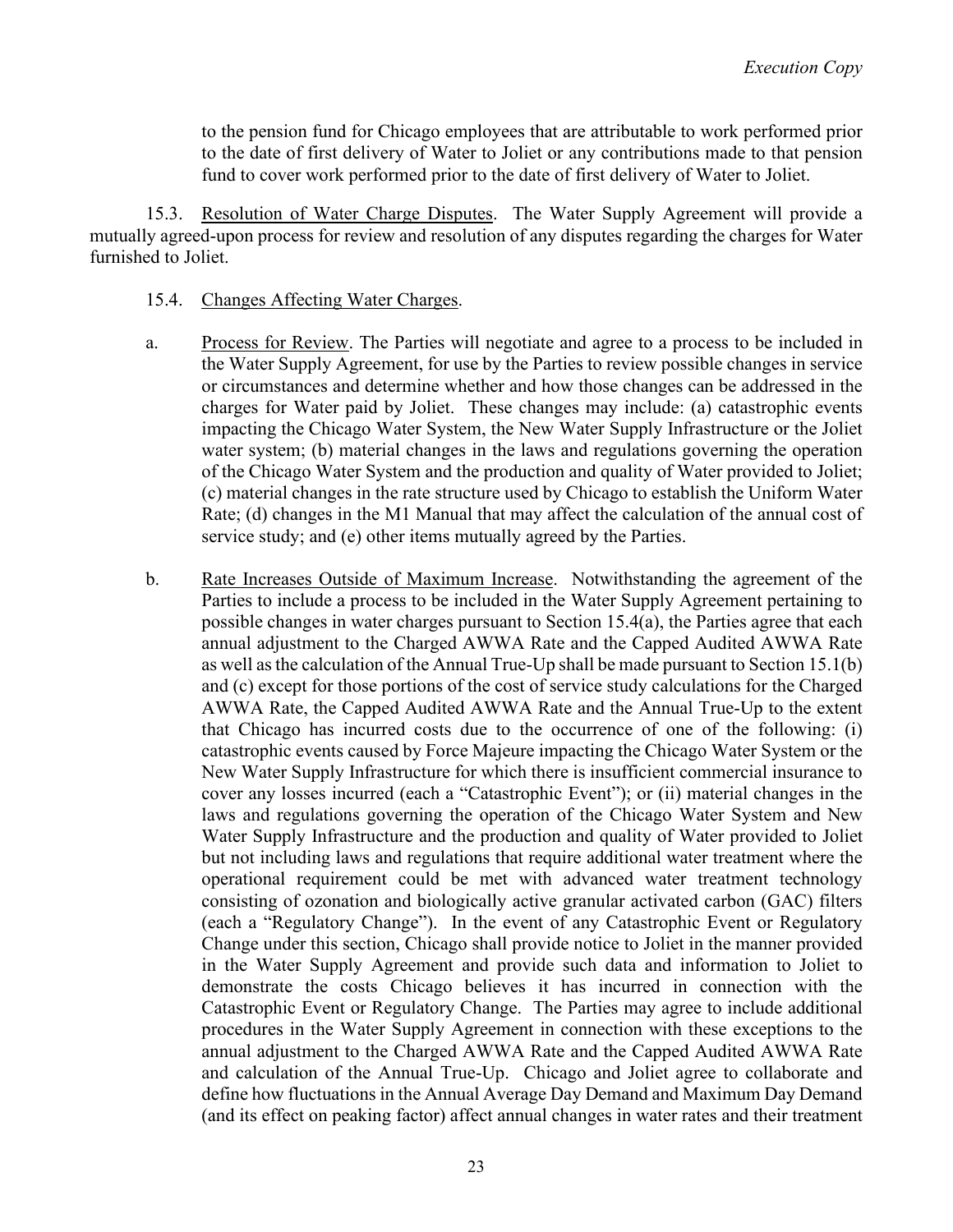to the pension fund for Chicago employees that are attributable to work performed prior to the date of first delivery of Water to Joliet or any contributions made to that pension fund to cover work performed prior to the date of first delivery of Water to Joliet.

15.3. Resolution of Water Charge Disputes. The Water Supply Agreement will provide a mutually agreed-upon process for review and resolution of any disputes regarding the charges for Water furnished to Joliet.

15.4. Changes Affecting Water Charges.

a. Process for Review. The Parties will negotiate and agree to a process to be included in the Water Supply Agreement, for use by the Parties to review possible changes in service or circumstances and determine whether and how those changes can be addressed in the charges for Water paid by Joliet. These changes may include: (a) catastrophic events impacting the Chicago Water System, the New Water Supply Infrastructure or the Joliet water system; (b) material changes in the laws and regulations governing the operation of the Chicago Water System and the production and quality of Water provided to Joliet; (c) material changes in the rate structure used by Chicago to establish the Uniform Water Rate; (d) changes in the M1 Manual that may affect the calculation of the annual cost of service study; and (e) other items mutually agreed by the Parties.

b. Rate Increases Outside of Maximum Increase. Notwithstanding the agreement of the Parties to include a process to be included in the Water Supply Agreement pertaining to possible changes in water charges pursuant to Section 15.4(a), the Parties agree that each annual adjustment to the Charged AWWA Rate and the Capped Audited AWWA Rate as well as the calculation of the Annual True-Up shall be made pursuant to Section 15.1(b) and (c) except for those portions of the cost of service study calculations for the Charged AWWA Rate, the Capped Audited AWWA Rate and the Annual True-Up to the extent that Chicago has incurred costs due to the occurrence of one of the following: (i) catastrophic events caused by Force Majeure impacting the Chicago Water System or the New Water Supply Infrastructure for which there is insufficient commercial insurance to cover any losses incurred (each a "Catastrophic Event"); or (ii) material changes in the laws and regulations governing the operation of the Chicago Water System and New Water Supply Infrastructure and the production and quality of Water provided to Joliet but not including laws and regulations that require additional water treatment where the operational requirement could be met with advanced water treatment technology consisting of ozonation and biologically active granular activated carbon (GAC) filters (each a "Regulatory Change"). In the event of any Catastrophic Event or Regulatory Change under this section, Chicago shall provide notice to Joliet in the manner provided in the Water Supply Agreement and provide such data and information to Joliet to demonstrate the costs Chicago believes it has incurred in connection with the Catastrophic Event or Regulatory Change. The Parties may agree to include additional procedures in the Water Supply Agreement in connection with these exceptions to the annual adjustment to the Charged AWWA Rate and the Capped Audited AWWA Rate and calculation of the Annual True-Up. Chicago and Joliet agree to collaborate and define how fluctuations in the Annual Average Day Demand and Maximum Day Demand (and its effect on peaking factor) affect annual changes in water rates and their treatment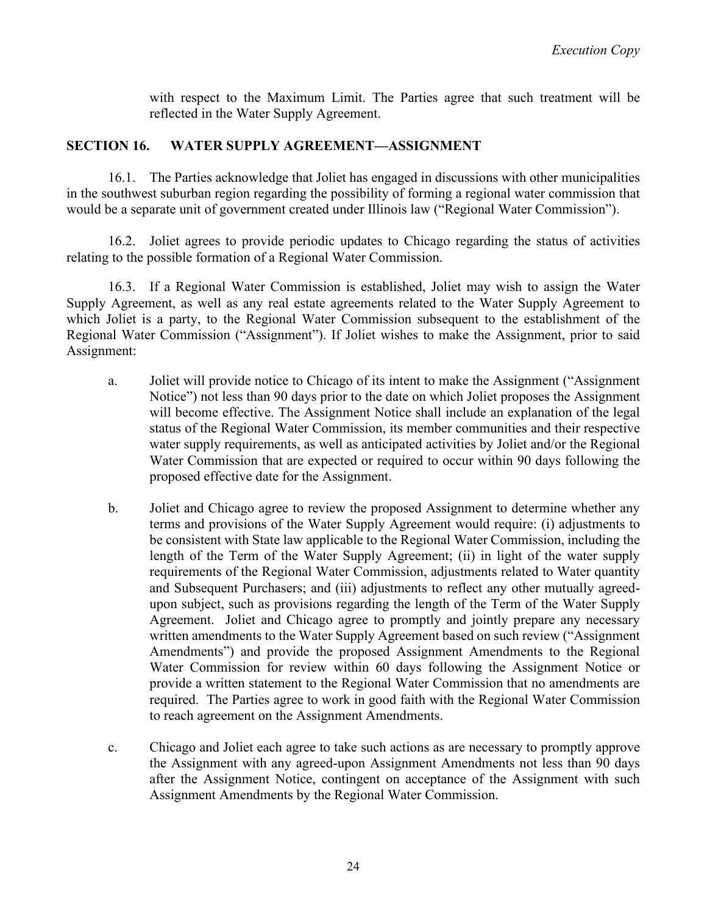with respect to the Maximum Limit. The Parties agree that such treatment will be reflected in the Water Supply Agreement.

## SECTION 16. WATER SUPPLY AGREEMENT—ASSIGNMENT

16.1. The Parties acknowledge that Joliet has engaged in discussions with other municipalities in the southwest suburban region regarding the possibility of forming a regional water commission that would be a separate unit of government created under Illinois law ("Regional Water Commission").

16.2. Joliet agrees to provide periodic updates to Chicago regarding the status of activities relating to the possible formation of a Regional Water Commission.

16.3. If a Regional Water Commission is established, Joliet may wish to assign the Water Supply Agreement, as well as any real estate agreements related to the Water Supply Agreement to which Joliet is a party, to the Regional Water Commission subsequent to the establishment of the Regional Water Commission ("Assignment"). If Joliet wishes to make the Assignment, prior to said Assignment:

a. Joliet will provide notice to Chicago of its intent to make the Assignment ("Assignment Notice") not less than 90 days prior to the date on which Joliet proposes the Assignment will become effective. The Assignment Notice shall include an explanation of the legal status of the Regional Water Commission, its member communities and their respective water supply requirements, as well as anticipated activities by Joliet and/or the Regional Water Commission that are expected or required to occur within 90 days following the proposed effective date for the Assignment.

b. Joliet and Chicago agree to review the proposed Assignment to determine whether any terms and provisions of the Water Supply Agreement would require: (i) adjustments to be consistent with State law applicable to the Regional Water Commission, including the length of the Term of the Water Supply Agreement; (ii) in light of the water supply requirements of the Regional Water Commission, adjustments related to Water quantity and Subsequent Purchasers; and (iii) adjustments to reflect any other mutually agreed-upon subject, such as provisions regarding the length of the Term of the Water Supply Agreement. Joliet and Chicago agree to promptly and jointly prepare any necessary written amendments to the Water Supply Agreement based on such review ("Assignment Amendments") and provide the proposed Assignment Amendments to the Regional Water Commission for review within 60 days following the Assignment Notice or provide a written statement to the Regional Water Commission that no amendments are required. The Parties agree to work in good faith with the Regional Water Commission to reach agreement on the Assignment Amendments.

c. Chicago and Joliet each agree to take such actions as are necessary to promptly approve the Assignment with any agreed-upon Assignment Amendments not less than 90 days after the Assignment Notice, contingent on acceptance of the Assignment with such Assignment Amendments by the Regional Water Commission.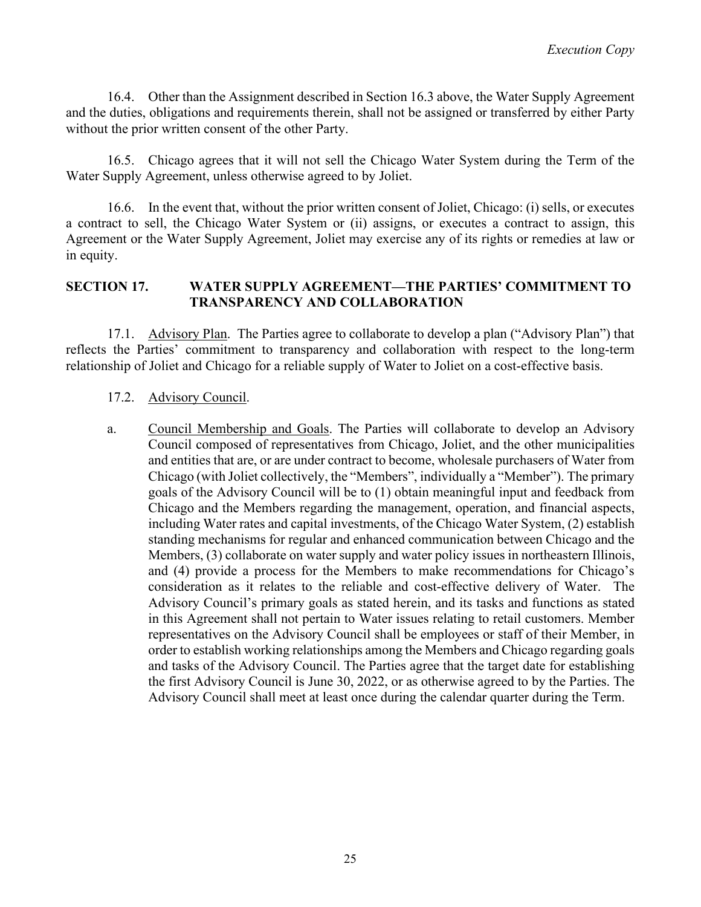16.4. Other than the Assignment described in Section 16.3 above, the Water Supply Agreement and the duties, obligations and requirements therein, shall not be assigned or transferred by either Party without the prior written consent of the other Party.

16.5. Chicago agrees that it will not sell the Chicago Water System during the Term of the Water Supply Agreement, unless otherwise agreed to by Joliet.

16.6. In the event that, without the prior written consent of Joliet, Chicago: (i) sells, or executes a contract to sell, the Chicago Water System or (ii) assigns, or executes a contract to assign, this Agreement or the Water Supply Agreement, Joliet may exercise any of its rights or remedies at law or in equity.

## SECTION 17. WATER SUPPLY AGREEMENT—THE PARTIES' COMMITMENT TO TRANSPARENCY AND COLLABORATION

17.1. Advisory Plan. The Parties agree to collaborate to develop a plan ("Advisory Plan") that reflects the Parties' commitment to transparency and collaboration with respect to the long-term relationship of Joliet and Chicago for a reliable supply of Water to Joliet on a cost-effective basis.

17.2. Advisory Council.

a. Council Membership and Goals. The Parties will collaborate to develop an Advisory Council composed of representatives from Chicago, Joliet, and the other municipalities and entities that are, or are under contract to become, wholesale purchasers of Water from Chicago (with Joliet collectively, the "Members", individually a "Member"). The primary goals of the Advisory Council will be to (1) obtain meaningful input and feedback from Chicago and the Members regarding the management, operation, and financial aspects, including Water rates and capital investments, of the Chicago Water System, (2) establish standing mechanisms for regular and enhanced communication between Chicago and the Members, (3) collaborate on water supply and water policy issues in northeastern Illinois, and (4) provide a process for the Members to make recommendations for Chicago's consideration as it relates to the reliable and cost-effective delivery of Water. The Advisory Council's primary goals as stated herein, and its tasks and functions as stated in this Agreement shall not pertain to Water issues relating to retail customers. Member representatives on the Advisory Council shall be employees or staff of their Member, in order to establish working relationships among the Members and Chicago regarding goals and tasks of the Advisory Council. The Parties agree that the target date for establishing the first Advisory Council is June 30, 2022, or as otherwise agreed to by the Parties. The Advisory Council shall meet at least once during the calendar quarter during the Term.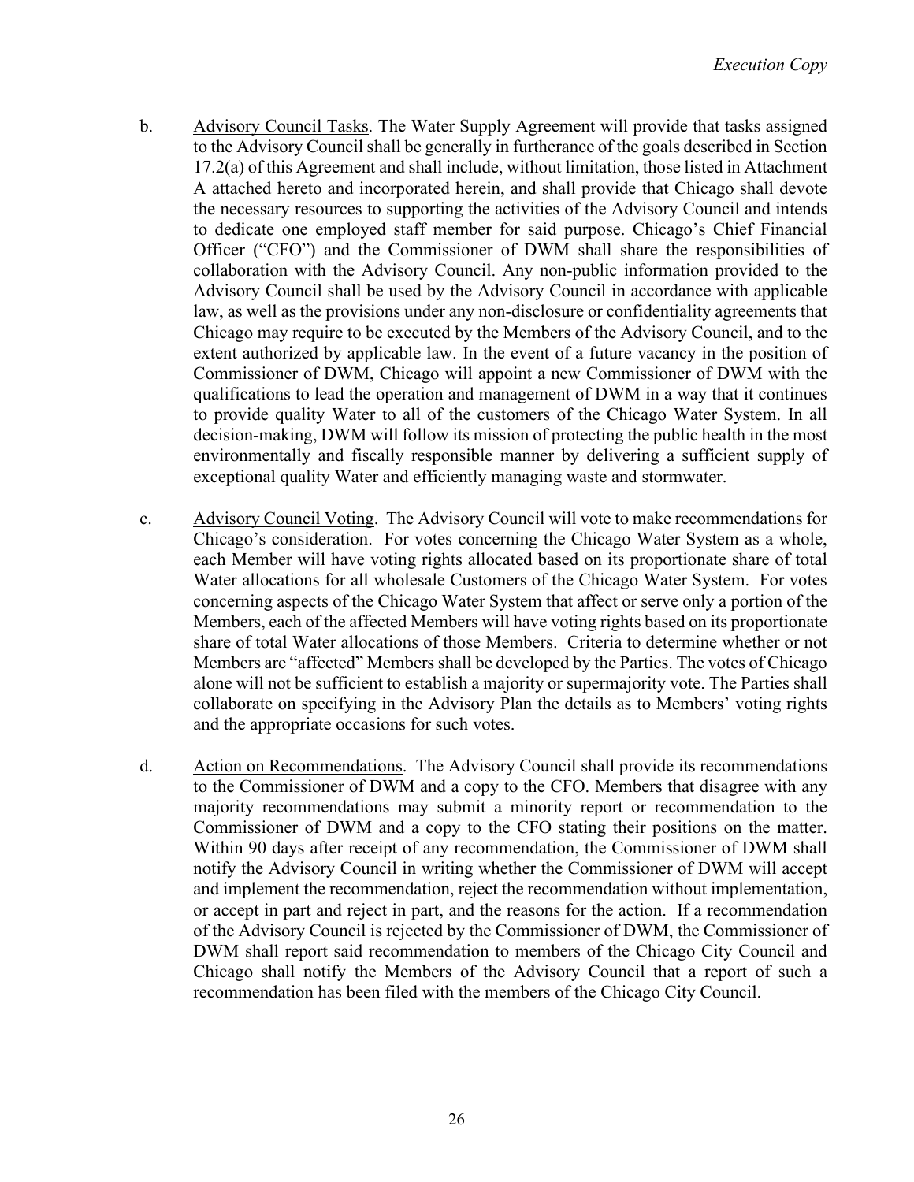b. Advisory Council Tasks. The Water Supply Agreement will provide that tasks assigned to the Advisory Council shall be generally in furtherance of the goals described in Section 17.2(a) of this Agreement and shall include, without limitation, those listed in Attachment A attached hereto and incorporated herein, and shall provide that Chicago shall devote the necessary resources to supporting the activities of the Advisory Council and intends to dedicate one employed staff member for said purpose. Chicago's Chief Financial Officer ("CFO") and the Commissioner of DWM shall share the responsibilities of collaboration with the Advisory Council. Any non-public information provided to the Advisory Council shall be used by the Advisory Council in accordance with applicable law, as well as the provisions under any non-disclosure or confidentiality agreements that Chicago may require to be executed by the Members of the Advisory Council, and to the extent authorized by applicable law. In the event of a future vacancy in the position of Commissioner of DWM, Chicago will appoint a new Commissioner of DWM with the qualifications to lead the operation and management of DWM in a way that it continues to provide quality Water to all of the customers of the Chicago Water System. In all decision-making, DWM will follow its mission of protecting the public health in the most environmentally and fiscally responsible manner by delivering a sufficient supply of exceptional quality Water and efficiently managing waste and stormwater.

c. Advisory Council Voting. The Advisory Council will vote to make recommendations for Chicago's consideration. For votes concerning the Chicago Water System as a whole, each Member will have voting rights allocated based on its proportionate share of total Water allocations for all wholesale Customers of the Chicago Water System. For votes concerning aspects of the Chicago Water System that affect or serve only a portion of the Members, each of the affected Members will have voting rights based on its proportionate share of total Water allocations of those Members. Criteria to determine whether or not Members are "affected" Members shall be developed by the Parties. The votes of Chicago alone will not be sufficient to establish a majority or supermajority vote. The Parties shall collaborate on specifying in the Advisory Plan the details as to Members' voting rights and the appropriate occasions for such votes.

d. Action on Recommendations. The Advisory Council shall provide its recommendations to the Commissioner of DWM and a copy to the CFO. Members that disagree with any majority recommendations may submit a minority report or recommendation to the Commissioner of DWM and a copy to the CFO stating their positions on the matter. Within 90 days after receipt of any recommendation, the Commissioner of DWM shall notify the Advisory Council in writing whether the Commissioner of DWM will accept and implement the recommendation, reject the recommendation without implementation, or accept in part and reject in part, and the reasons for the action. If a recommendation of the Advisory Council is rejected by the Commissioner of DWM, the Commissioner of DWM shall report said recommendation to members of the Chicago City Council and Chicago shall notify the Members of the Advisory Council that a report of such a recommendation has been filed with the members of the Chicago City Council.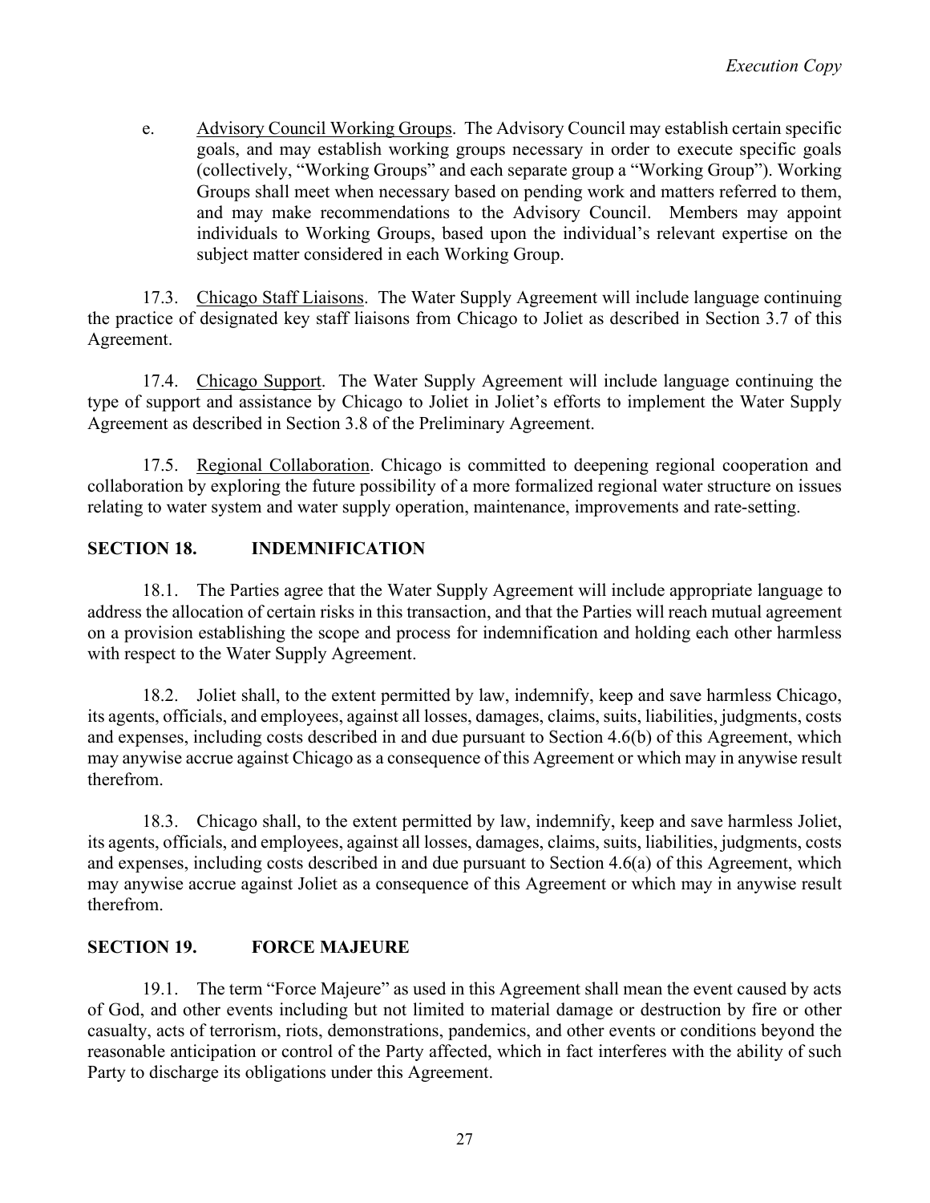e. Advisory Council Working Groups. The Advisory Council may establish certain specific goals, and may establish working groups necessary in order to execute specific goals (collectively, "Working Groups" and each separate group a "Working Group"). Working Groups shall meet when necessary based on pending work and matters referred to them, and may make recommendations to the Advisory Council. Members may appoint individuals to Working Groups, based upon the individual's relevant expertise on the subject matter considered in each Working Group.

17.3. Chicago Staff Liaisons. The Water Supply Agreement will include language continuing the practice of designated key staff liaisons from Chicago to Joliet as described in Section 3.7 of this Agreement.

17.4. Chicago Support. The Water Supply Agreement will include language continuing the type of support and assistance by Chicago to Joliet in Joliet's efforts to implement the Water Supply Agreement as described in Section 3.8 of the Preliminary Agreement.

17.5. Regional Collaboration. Chicago is committed to deepening regional cooperation and collaboration by exploring the future possibility of a more formalized regional water structure on issues relating to water system and water supply operation, maintenance, improvements and rate-setting.

## SECTION 18. INDEMNIFICATION

18.1. The Parties agree that the Water Supply Agreement will include appropriate language to address the allocation of certain risks in this transaction, and that the Parties will reach mutual agreement on a provision establishing the scope and process for indemnification and holding each other harmless with respect to the Water Supply Agreement.

18.2. Joliet shall, to the extent permitted by law, indemnify, keep and save harmless Chicago, its agents, officials, and employees, against all losses, damages, claims, suits, liabilities, judgments, costs and expenses, including costs described in and due pursuant to Section 4.6(b) of this Agreement, which may anywise accrue against Chicago as a consequence of this Agreement or which may in anywise result therefrom.

18.3. Chicago shall, to the extent permitted by law, indemnify, keep and save harmless Joliet, its agents, officials, and employees, against all losses, damages, claims, suits, liabilities, judgments, costs and expenses, including costs described in and due pursuant to Section 4.6(a) of this Agreement, which may anywise accrue against Joliet as a consequence of this Agreement or which may in anywise result therefrom.

## SECTION 19. FORCE MAJEURE

19.1. The term "Force Majeure" as used in this Agreement shall mean the event caused by acts of God, and other events including but not limited to material damage or destruction by fire or other casualty, acts of terrorism, riots, demonstrations, pandemics, and other events or conditions beyond the reasonable anticipation or control of the Party affected, which in fact interferes with the ability of such Party to discharge its obligations under this Agreement.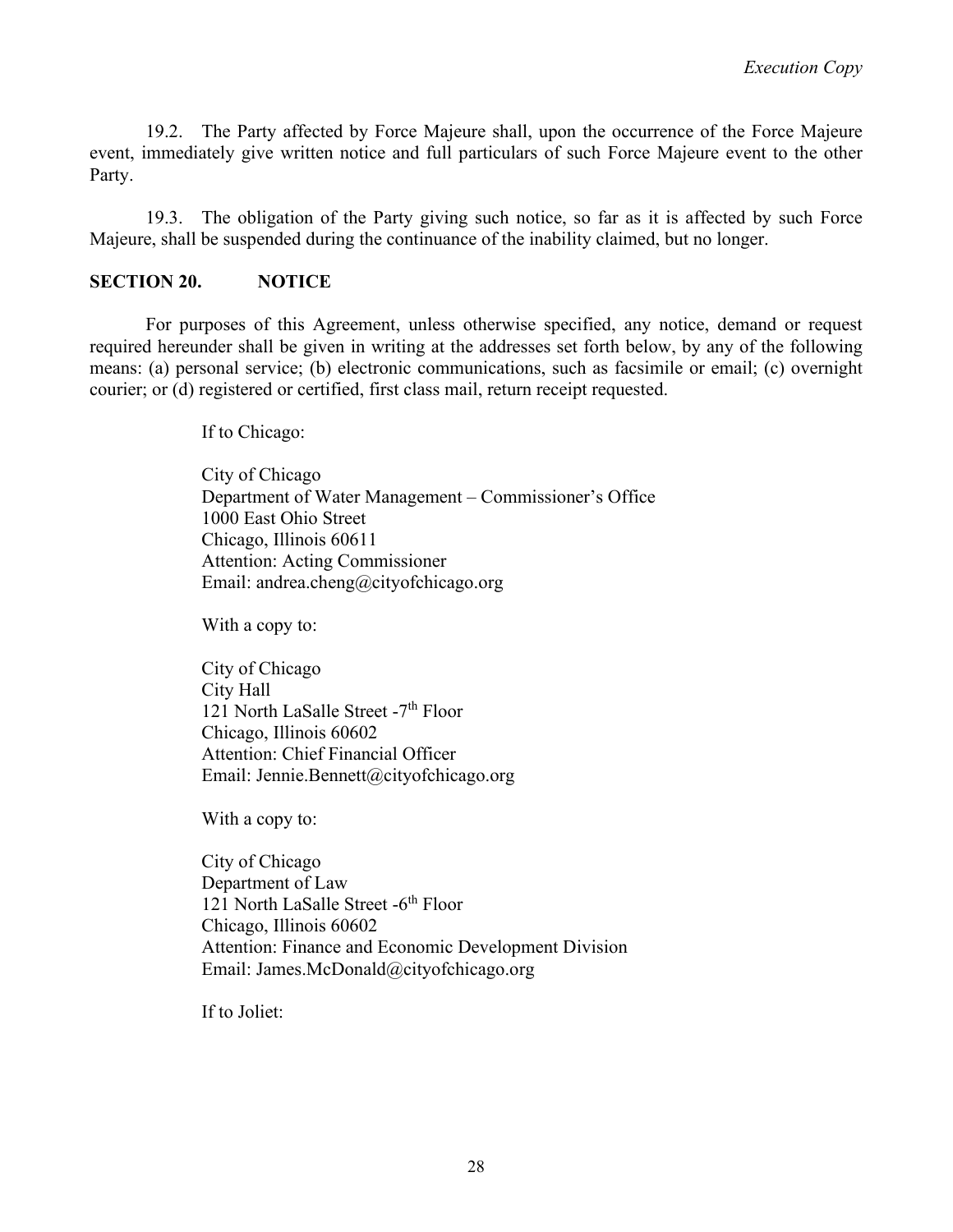19.2. The Party affected by Force Majeure shall, upon the occurrence of the Force Majeure event, immediately give written notice and full particulars of such Force Majeure event to the other Party.

19.3. The obligation of the Party giving such notice, so far as it is affected by such Force Majeure, shall be suspended during the continuance of the inability claimed, but no longer.

## SECTION 20. NOTICE

For purposes of this Agreement, unless otherwise specified, any notice, demand or request required hereunder shall be given in writing at the addresses set forth below, by any of the following means: (a) personal service; (b) electronic communications, such as facsimile or email; (c) overnight courier; or (d) registered or certified, first class mail, return receipt requested.

If to Chicago:

City of Chicago
Department of Water Management – Commissioner's Office
1000 East Ohio Street
Chicago, Illinois 60611
Attention: Acting Commissioner
Email: andrea.cheng@cityofchicago.org

With a copy to:

City of Chicago
City Hall
121 North LaSalle Street -7th Floor
Chicago, Illinois 60602
Attention: Chief Financial Officer
Email: Jennie.Bennett@cityofchicago.org

With a copy to:

City of Chicago
Department of Law
121 North LaSalle Street -6th Floor
Chicago, Illinois 60602
Attention: Finance and Economic Development Division
Email: James.McDonald@cityofchicago.org

If to Joliet: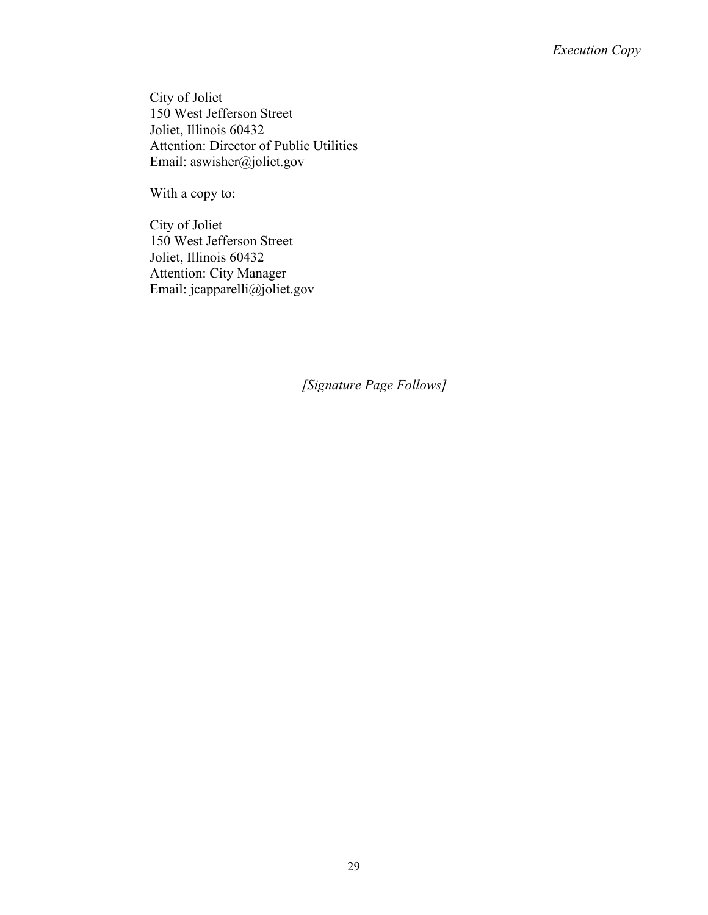City of Joliet
150 West Jefferson Street
Joliet, Illinois 60432
Attention: Director of Public Utilities
Email: aswisher@joliet.gov

With a copy to:

City of Joliet
150 West Jefferson Street
Joliet, Illinois 60432
Attention: City Manager
Email: jcapparelli@joliet.gov

*[Signature Page Follows]*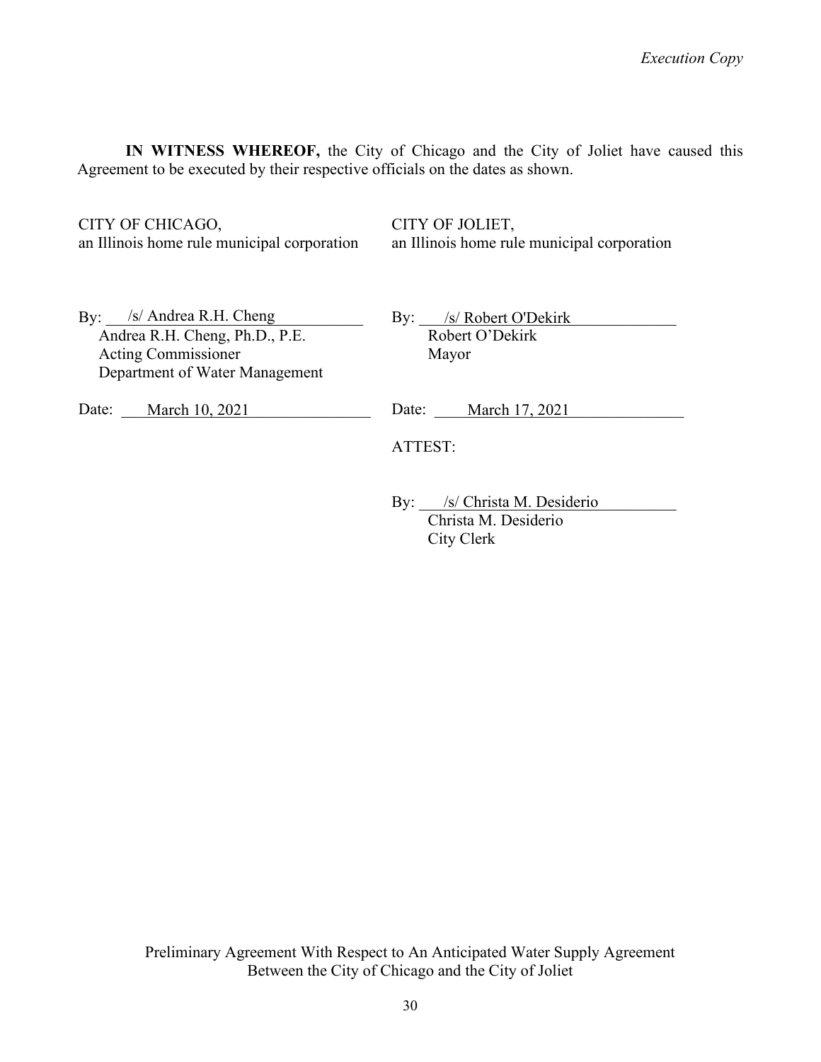**IN WITNESS WHEREOF,** the City of Chicago and the City of Joliet have caused this Agreement to be executed by their respective officials on the dates as shown.

CITY OF CHICAGO,
an Illinois home rule municipal corporation

By: /s/ Andrea R.H. Cheng
Andrea R.H. Cheng, Ph.D., P.E.
Acting Commissioner
Department of Water Management

Date: March 10, 2021

CITY OF JOLIET,
an Illinois home rule municipal corporation

By: /s/ Robert O'Dekirk
Robert O'Dekirk
Mayor

Date: March 17, 2021

ATTEST:

By: /s/ Christa M. Desiderio
Christa M. Desiderio
City Clerk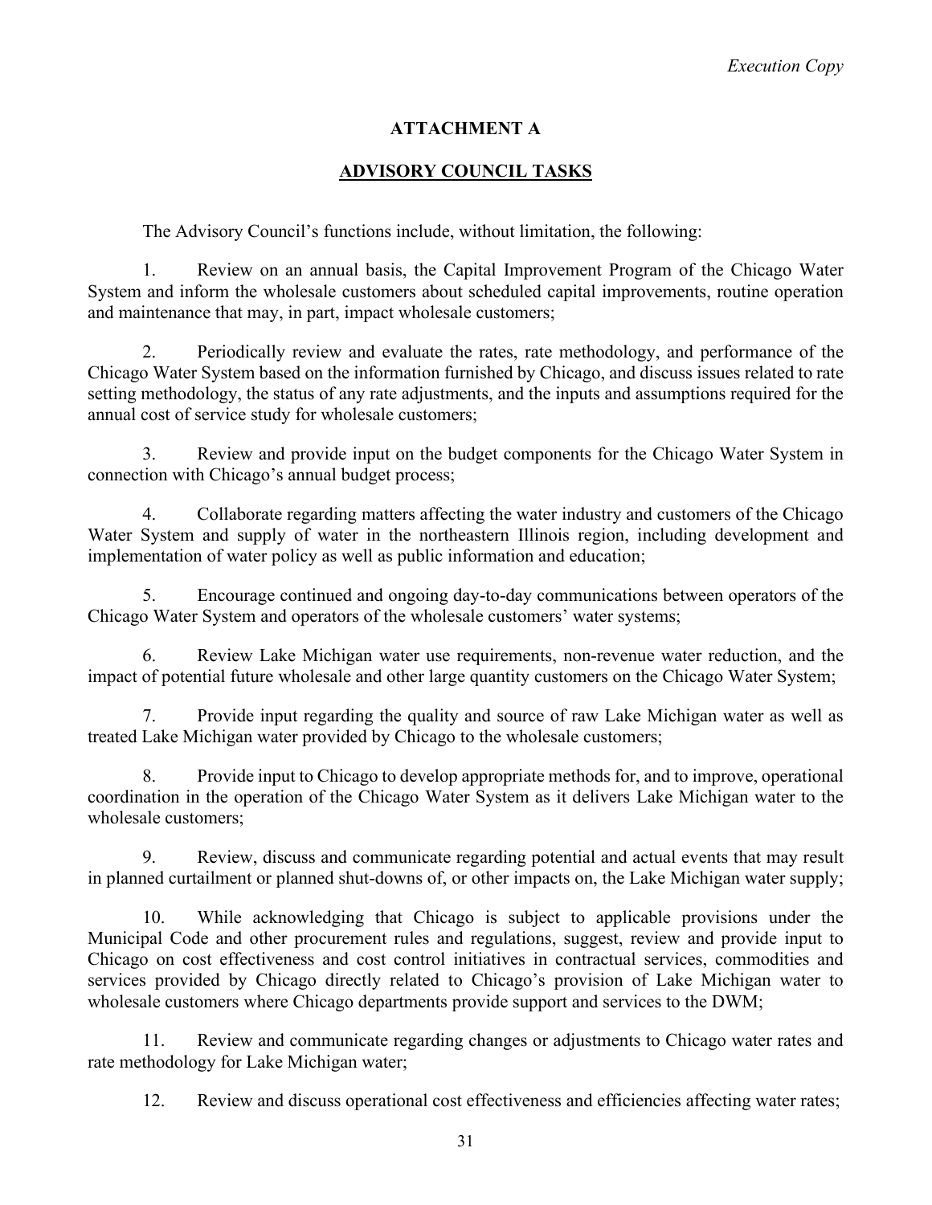# ATTACHMENT A

## ADVISORY COUNCIL TASKS

The Advisory Council's functions include, without limitation, the following:

1. Review on an annual basis, the Capital Improvement Program of the Chicago Water System and inform the wholesale customers about scheduled capital improvements, routine operation and maintenance that may, in part, impact wholesale customers;

2. Periodically review and evaluate the rates, rate methodology, and performance of the Chicago Water System based on the information furnished by Chicago, and discuss issues related to rate setting methodology, the status of any rate adjustments, and the inputs and assumptions required for the annual cost of service study for wholesale customers;

3. Review and provide input on the budget components for the Chicago Water System in connection with Chicago's annual budget process;

4. Collaborate regarding matters affecting the water industry and customers of the Chicago Water System and supply of water in the northeastern Illinois region, including development and implementation of water policy as well as public information and education;

5. Encourage continued and ongoing day-to-day communications between operators of the Chicago Water System and operators of the wholesale customers' water systems;

6. Review Lake Michigan water use requirements, non-revenue water reduction, and the impact of potential future wholesale and other large quantity customers on the Chicago Water System;

7. Provide input regarding the quality and source of raw Lake Michigan water as well as treated Lake Michigan water provided by Chicago to the wholesale customers;

8. Provide input to Chicago to develop appropriate methods for, and to improve, operational coordination in the operation of the Chicago Water System as it delivers Lake Michigan water to the wholesale customers;

9. Review, discuss and communicate regarding potential and actual events that may result in planned curtailment or planned shut-downs of, or other impacts on, the Lake Michigan water supply;

10. While acknowledging that Chicago is subject to applicable provisions under the Municipal Code and other procurement rules and regulations, suggest, review and provide input to Chicago on cost effectiveness and cost control initiatives in contractual services, commodities and services provided by Chicago directly related to Chicago's provision of Lake Michigan water to wholesale customers where Chicago departments provide support and services to the DWM;

11. Review and communicate regarding changes or adjustments to Chicago water rates and rate methodology for Lake Michigan water;

12. Review and discuss operational cost effectiveness and efficiencies affecting water rates;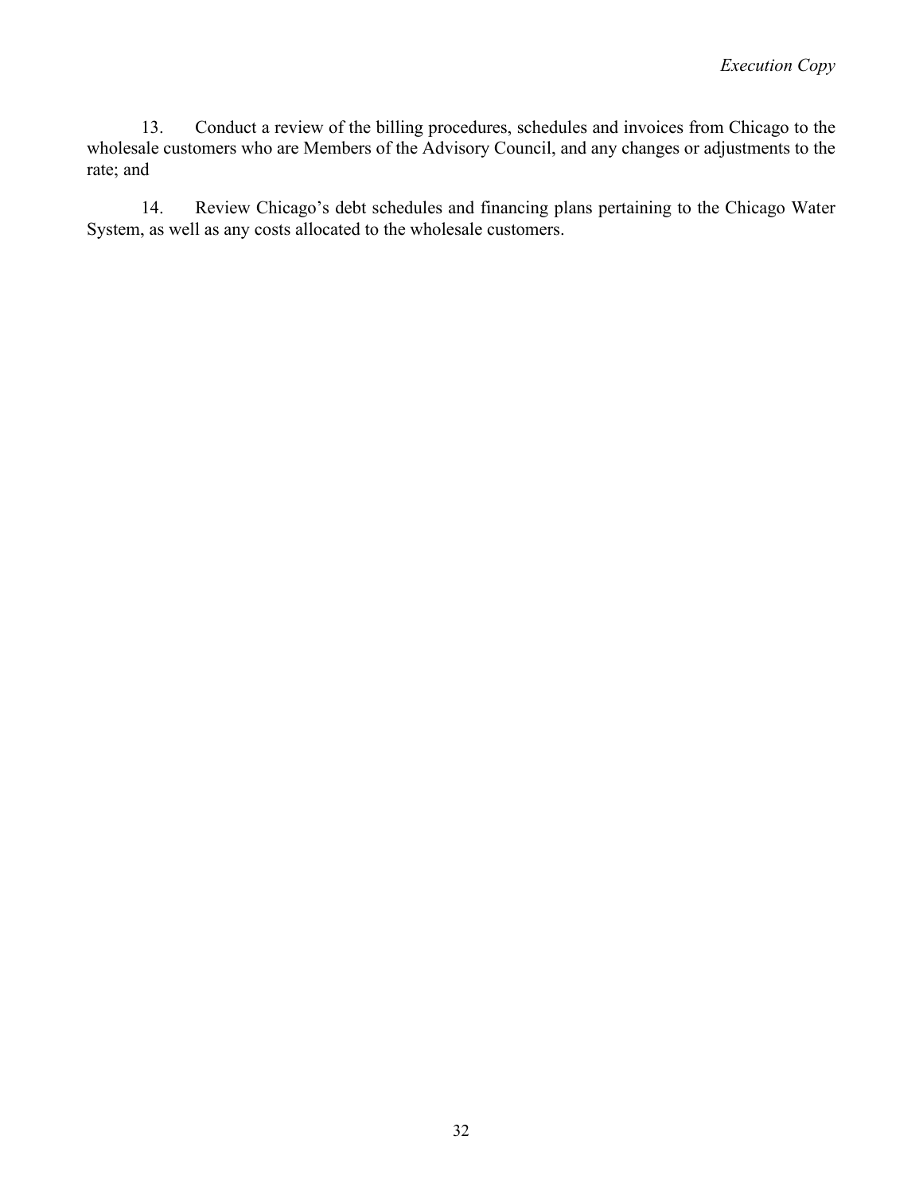13. Conduct a review of the billing procedures, schedules and invoices from Chicago to the wholesale customers who are Members of the Advisory Council, and any changes or adjustments to the rate; and

14. Review Chicago's debt schedules and financing plans pertaining to the Chicago Water System, as well as any costs allocated to the wholesale customers.